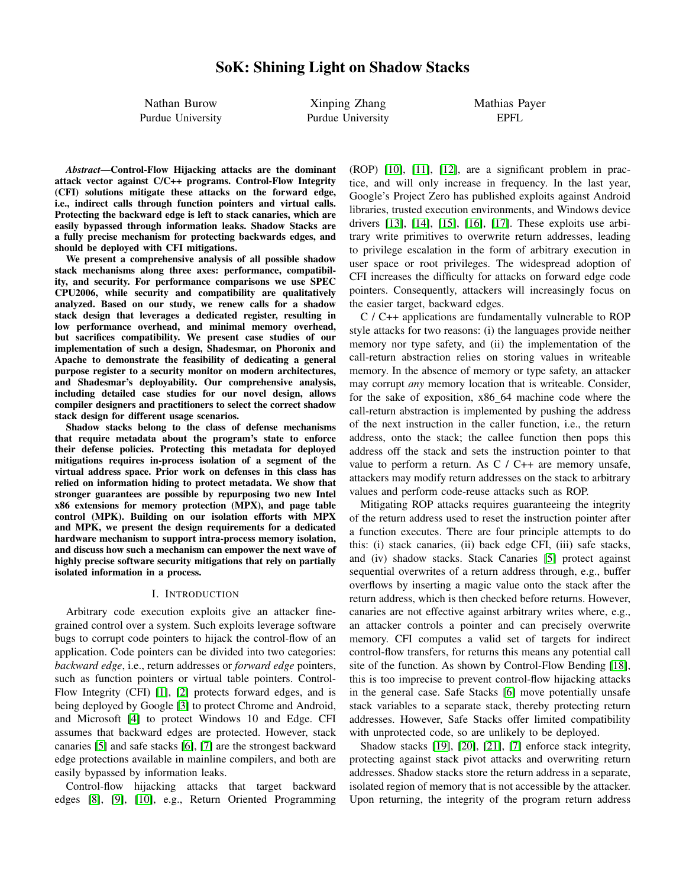# SoK: Shining Light on Shadow Stacks

Nathan Burow
Purdue University

Xinping Zhang
Purdue University

Mathias Payer
EPFL

***Abstract*—Control-Flow Hijacking attacks are the dominant attack vector against C/C++ programs. Control-Flow Integrity (CFI) solutions mitigate these attacks on the forward edge, i.e., indirect calls through function pointers and virtual calls. Protecting the backward edge is left to stack canaries, which are easily bypassed through information leaks. Shadow Stacks are a fully precise mechanism for protecting backwards edges, and should be deployed with CFI mitigations.**

**We present a comprehensive analysis of all possible shadow stack mechanisms along three axes: performance, compatibility, and security. For performance comparisons we use SPEC CPU2006, while security and compatibility are qualitatively analyzed. Based on our study, we renew calls for a shadow stack design that leverages a dedicated register, resulting in low performance overhead, and minimal memory overhead, but sacrifices compatibility. We present case studies of our implementation of such a design, Shadesmar, on Phoronix and Apache to demonstrate the feasibility of dedicating a general purpose register to a security monitor on modern architectures, and Shadesmar's deployability. Our comprehensive analysis, including detailed case studies for our novel design, allows compiler designers and practitioners to select the correct shadow stack design for different usage scenarios.**

**Shadow stacks belong to the class of defense mechanisms that require metadata about the program's state to enforce their defense policies. Protecting this metadata for deployed mitigations requires in-process isolation of a segment of the virtual address space. Prior work on defenses in this class has relied on information hiding to protect metadata. We show that stronger guarantees are possible by repurposing two new Intel x86 extensions for memory protection (MPX), and page table control (MPK). Building on our isolation efforts with MPX and MPK, we present the design requirements for a dedicated hardware mechanism to support intra-process memory isolation, and discuss how such a mechanism can empower the next wave of highly precise software security mitigations that rely on partially isolated information in a process.**

## I. Introduction

Arbitrary code execution exploits give an attacker fine-grained control over a system. Such exploits leverage software bugs to corrupt code pointers to hijack the control-flow of an application. Code pointers can be divided into two categories: *backward edge*, i.e., return addresses or *forward edge* pointers, such as function pointers or virtual table pointers. Control-Flow Integrity (CFI) [1], [2] protects forward edges, and is being deployed by Google [3] to protect Chrome and Android, and Microsoft [4] to protect Windows 10 and Edge. CFI assumes that backward edges are protected. However, stack canaries [5] and safe stacks [6], [7] are the strongest backward edge protections available in mainline compilers, and both are easily bypassed by information leaks.

Control-flow hijacking attacks that target backward edges [8], [9], [10], e.g., Return Oriented Programming (ROP) [10], [11], [12], are a significant problem in practice, and will only increase in frequency. In the last year, Google's Project Zero has published exploits against Android libraries, trusted execution environments, and Windows device drivers [13], [14], [15], [16], [17]. These exploits use arbitrary write primitives to overwrite return addresses, leading to privilege escalation in the form of arbitrary execution in user space or root privileges. The widespread adoption of CFI increases the difficulty for attacks on forward edge code pointers. Consequently, attackers will increasingly focus on the easier target, backward edges.

C / C++ applications are fundamentally vulnerable to ROP style attacks for two reasons: (i) the languages provide neither memory nor type safety, and (ii) the implementation of the call-return abstraction relies on storing values in writeable memory. In the absence of memory or type safety, an attacker may corrupt *any* memory location that is writeable. Consider, for the sake of exposition, x86_64 machine code where the call-return abstraction is implemented by pushing the address of the next instruction in the caller function, i.e., the return address, onto the stack; the callee function then pops this address off the stack and sets the instruction pointer to that value to perform a return. As C / C++ are memory unsafe, attackers may modify return addresses on the stack to arbitrary values and perform code-reuse attacks such as ROP.

Mitigating ROP attacks requires guaranteeing the integrity of the return address used to reset the instruction pointer after a function executes. There are four principle attempts to do this: (i) stack canaries, (ii) back edge CFI, (iii) safe stacks, and (iv) shadow stacks. Stack Canaries [5] protect against sequential overwrites of a return address through, e.g., buffer overflows by inserting a magic value onto the stack after the return address, which is then checked before returns. However, canaries are not effective against arbitrary writes where, e.g., an attacker controls a pointer and can precisely overwrite memory. CFI computes a valid set of targets for indirect control-flow transfers, for returns this means any potential call site of the function. As shown by Control-Flow Bending [18], this is too imprecise to prevent control-flow hijacking attacks in the general case. Safe Stacks [6] move potentially unsafe stack variables to a separate stack, thereby protecting return addresses. However, Safe Stacks offer limited compatibility with unprotected code, so are unlikely to be deployed.

Shadow stacks [19], [20], [21], [7] enforce stack integrity, protecting against stack pivot attacks and overwriting return addresses. Shadow stacks store the return address in a separate, isolated region of memory that is not accessible by the attacker. Upon returning, the integrity of the program return address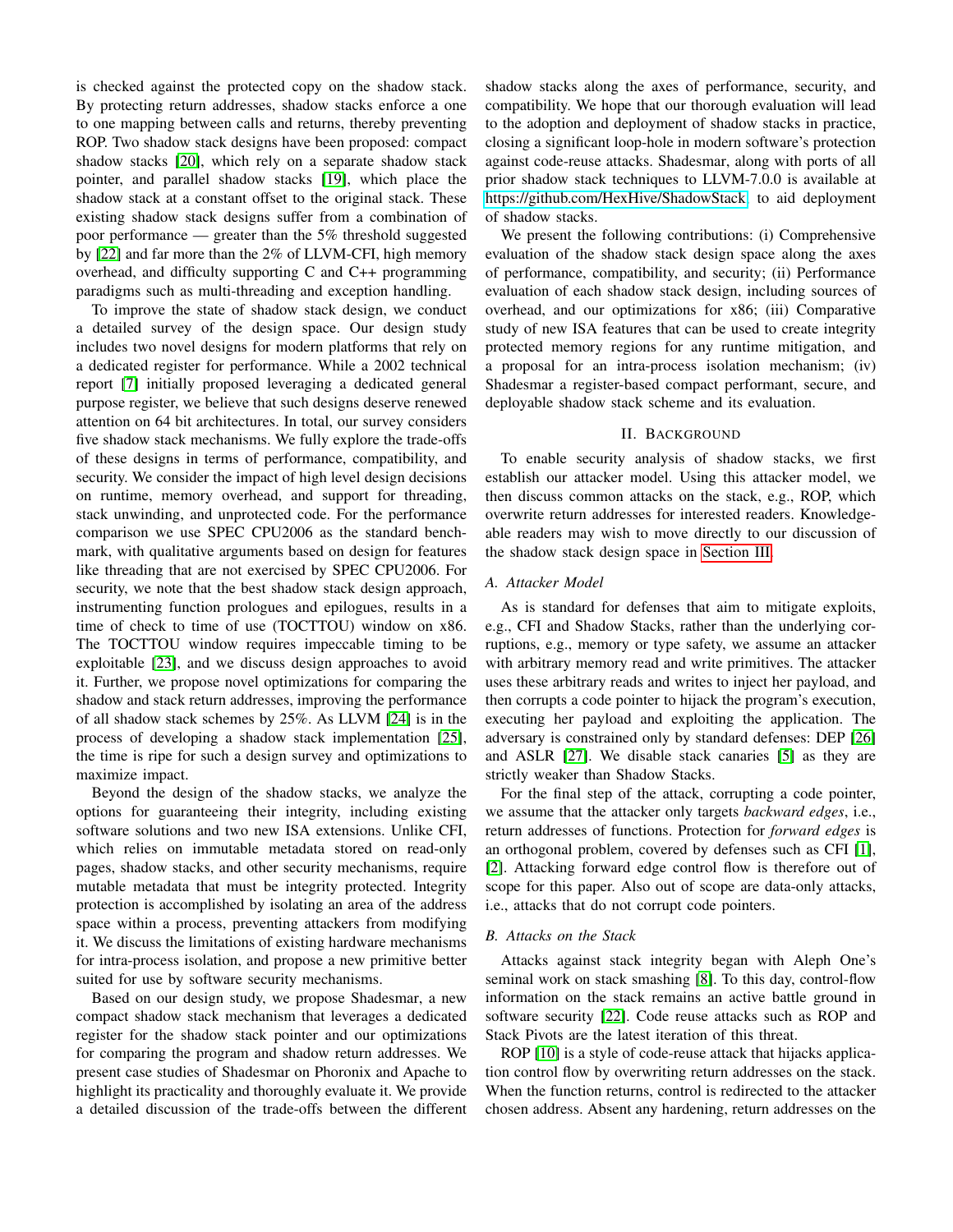is checked against the protected copy on the shadow stack. By protecting return addresses, shadow stacks enforce a one to one mapping between calls and returns, thereby preventing ROP. Two shadow stack designs have been proposed: compact shadow stacks [20], which rely on a separate shadow stack pointer, and parallel shadow stacks [19], which place the shadow stack at a constant offset to the original stack. These existing shadow stack designs suffer from a combination of poor performance — greater than the 5% threshold suggested by [22] and far more than the 2% of LLVM-CFI, high memory overhead, and difficulty supporting C and C++ programming paradigms such as multi-threading and exception handling.

To improve the state of shadow stack design, we conduct a detailed survey of the design space. Our design study includes two novel designs for modern platforms that rely on a dedicated register for performance. While a 2002 technical report [7] initially proposed leveraging a dedicated general purpose register, we believe that such designs deserve renewed attention on 64 bit architectures. In total, our survey considers five shadow stack mechanisms. We fully explore the trade-offs of these designs in terms of performance, compatibility, and security. We consider the impact of high level design decisions on runtime, memory overhead, and support for threading, stack unwinding, and unprotected code. For the performance comparison we use SPEC CPU2006 as the standard benchmark, with qualitative arguments based on design for features like threading that are not exercised by SPEC CPU2006. For security, we note that the best shadow stack design approach, instrumenting function prologues and epilogues, results in a time of check to time of use (TOCTTOU) window on x86. The TOCTTOU window requires impeccable timing to be exploitable [23], and we discuss design approaches to avoid it. Further, we propose novel optimizations for comparing the shadow and stack return addresses, improving the performance of all shadow stack schemes by 25%. As LLVM [24] is in the process of developing a shadow stack implementation [25], the time is ripe for such a design survey and optimizations to maximize impact.

Beyond the design of the shadow stacks, we analyze the options for guaranteeing their integrity, including existing software solutions and two new ISA extensions. Unlike CFI, which relies on immutable metadata stored on read-only pages, shadow stacks, and other security mechanisms, require mutable metadata that must be integrity protected. Integrity protection is accomplished by isolating an area of the address space within a process, preventing attackers from modifying it. We discuss the limitations of existing hardware mechanisms for intra-process isolation, and propose a new primitive better suited for use by software security mechanisms.

Based on our design study, we propose Shadesmar, a new compact shadow stack mechanism that leverages a dedicated register for the shadow stack pointer and our optimizations for comparing the program and shadow return addresses. We present case studies of Shadesmar on Phoronix and Apache to highlight its practicality and thoroughly evaluate it. We provide a detailed discussion of the trade-offs between the different shadow stacks along the axes of performance, security, and compatibility. We hope that our thorough evaluation will lead to the adoption and deployment of shadow stacks in practice, closing a significant loop-hole in modern software's protection against code-reuse attacks. Shadesmar, along with ports of all prior shadow stack techniques to LLVM-7.0.0 is available at https://github.com/HexHive/ShadowStack to aid deployment of shadow stacks.

We present the following contributions: (i) Comprehensive evaluation of the shadow stack design space along the axes of performance, compatibility, and security; (ii) Performance evaluation of each shadow stack design, including sources of overhead, and our optimizations for x86; (iii) Comparative study of new ISA features that can be used to create integrity protected memory regions for any runtime mitigation, and a proposal for an intra-process isolation mechanism; (iv) Shadesmar a register-based compact performant, secure, and deployable shadow stack scheme and its evaluation.

## II. Background

To enable security analysis of shadow stacks, we first establish our attacker model. Using this attacker model, we then discuss common attacks on the stack, e.g., ROP, which overwrite return addresses for interested readers. Knowledgeable readers may wish to move directly to our discussion of the shadow stack design space in Section III.

### A. Attacker Model

As is standard for defenses that aim to mitigate exploits, e.g., CFI and Shadow Stacks, rather than the underlying corruptions, e.g., memory or type safety, we assume an attacker with arbitrary memory read and write primitives. The attacker uses these arbitrary reads and writes to inject her payload, and then corrupts a code pointer to hijack the program's execution, executing her payload and exploiting the application. The adversary is constrained only by standard defenses: DEP [26] and ASLR [27]. We disable stack canaries [5] as they are strictly weaker than Shadow Stacks.

For the final step of the attack, corrupting a code pointer, we assume that the attacker only targets *backward edges*, i.e., return addresses of functions. Protection for *forward edges* is an orthogonal problem, covered by defenses such as CFI [1], [2]. Attacking forward edge control flow is therefore out of scope for this paper. Also out of scope are data-only attacks, i.e., attacks that do not corrupt code pointers.

### B. Attacks on the Stack

Attacks against stack integrity began with Aleph One's seminal work on stack smashing [8]. To this day, control-flow information on the stack remains an active battle ground in software security [22]. Code reuse attacks such as ROP and Stack Pivots are the latest iteration of this threat.

ROP [10] is a style of code-reuse attack that hijacks application control flow by overwriting return addresses on the stack. When the function returns, control is redirected to the attacker chosen address. Absent any hardening, return addresses on the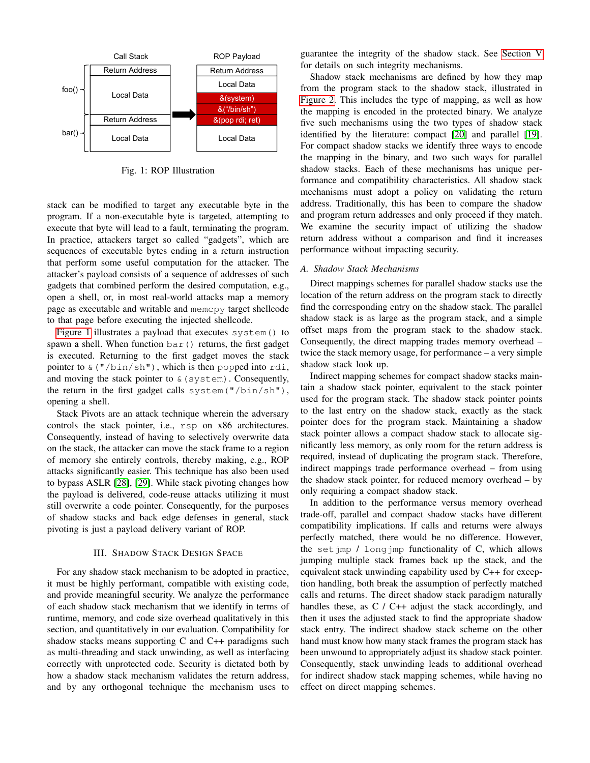Fig. 1: ROP Illustration

stack can be modified to target any executable byte in the program. If a non-executable byte is targeted, attempting to execute that byte will lead to a fault, terminating the program. In practice, attackers target so called "gadgets", which are sequences of executable bytes ending in a return instruction that perform some useful computation for the attacker. The attacker's payload consists of a sequence of addresses of such gadgets that combined perform the desired computation, e.g., open a shell, or, in most real-world attacks map a memory page as executable and writable and `memcpy` target shellcode to that page before executing the injected shellcode.

Figure 1 illustrates a payload that executes `system()` to spawn a shell. When function `bar()` returns, the first gadget is executed. Returning to the first gadget moves the stack pointer to `&("/bin/sh")`, which is then `pop`ped into `rdi`, and moving the stack pointer to `&(system)`. Consequently, the return in the first gadget calls `system("/bin/sh")`, opening a shell.

Stack Pivots are an attack technique wherein the adversary controls the stack pointer, i.e., `rsp` on x86 architectures. Consequently, instead of having to selectively overwrite data on the stack, the attacker can move the stack frame to a region of memory she entirely controls, thereby making, e.g., ROP attacks significantly easier. This technique has also been used to bypass ASLR [28], [29]. While stack pivoting changes how the payload is delivered, code-reuse attacks utilizing it must still overwrite a code pointer. Consequently, for the purposes of shadow stacks and back edge defenses in general, stack pivoting is just a payload delivery variant of ROP.

## III. Shadow Stack Design Space

For any shadow stack mechanism to be adopted in practice, it must be highly performant, compatible with existing code, and provide meaningful security. We analyze the performance of each shadow stack mechanism that we identify in terms of runtime, memory, and code size overhead qualitatively in this section, and quantitatively in our evaluation. Compatibility for shadow stacks means supporting C and C++ paradigms such as multi-threading and stack unwinding, as well as interfacing correctly with unprotected code. Security is dictated both by how a shadow stack mechanism validates the return address, and by any orthogonal technique the mechanism uses to guarantee the integrity of the shadow stack. See Section V for details on such integrity mechanisms.

Shadow stack mechanisms are defined by how they map from the program stack to the shadow stack, illustrated in Figure 2. This includes the type of mapping, as well as how the mapping is encoded in the protected binary. We analyze five such mechanisms using the two types of shadow stack identified by the literature: compact [20] and parallel [19]. For compact shadow stacks we identify three ways to encode the mapping in the binary, and two such ways for parallel shadow stacks. Each of these mechanisms has unique performance and compatibility characteristics. All shadow stack mechanisms must adopt a policy on validating the return address. Traditionally, this has been to compare the shadow and program return addresses and only proceed if they match. We examine the security impact of utilizing the shadow return address without a comparison and find it increases performance without impacting security.

### A. *Shadow Stack Mechanisms*

Direct mappings schemes for parallel shadow stacks use the location of the return address on the program stack to directly find the corresponding entry on the shadow stack. The parallel shadow stack is as large as the program stack, and a simple offset maps from the program stack to the shadow stack. Consequently, the direct mapping trades memory overhead – twice the stack memory usage, for performance – a very simple shadow stack look up.

Indirect mapping schemes for compact shadow stacks maintain a shadow stack pointer, equivalent to the stack pointer used for the program stack. The shadow stack pointer points to the last entry on the shadow stack, exactly as the stack pointer does for the program stack. Maintaining a shadow stack pointer allows a compact shadow stack to allocate significantly less memory, as only room for the return address is required, instead of duplicating the program stack. Therefore, indirect mappings trade performance overhead – from using the shadow stack pointer, for reduced memory overhead – by only requiring a compact shadow stack.

In addition to the performance versus memory overhead trade-off, parallel and compact shadow stacks have different compatibility implications. If calls and returns were always perfectly matched, there would be no difference. However, the `setjmp` / `longjmp` functionality of C, which allows jumping multiple stack frames back up the stack, and the equivalent stack unwinding capability used by C++ for exception handling, both break the assumption of perfectly matched calls and returns. The direct shadow stack paradigm naturally handles these, as C / C++ adjust the stack accordingly, and then it uses the adjusted stack to find the appropriate shadow stack entry. The indirect shadow stack scheme on the other hand must know how many stack frames the program stack has been unwound to appropriately adjust its shadow stack pointer. Consequently, stack unwinding leads to additional overhead for indirect shadow stack mapping schemes, while having no effect on direct mapping schemes.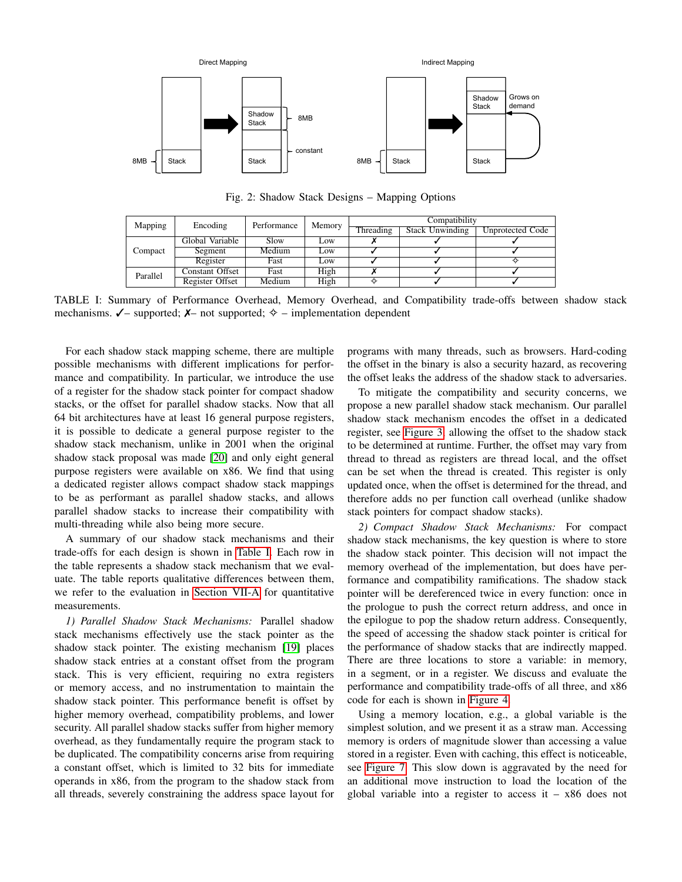Fig. 2: Shadow Stack Designs – Mapping Options

| Mapping | Encoding | Performance | Memory | Compatibility | | |
|---|---|---|---|---|---|---|
| | | | | Threading | Stack Unwinding | Unprotected Code |
| Compact | Global Variable | Slow | Low | ✗ | ✓ | ✓ |
| | Segment | Medium | Low | ✓ | ✓ | ✓ |
| | Register | Fast | Low | ✓ | ✓ | ✧ |
| Parallel | Constant Offset | Fast | High | ✗ | ✓ | ✓ |
| | Register Offset | Medium | High | ✧ | ✓ | ✓ |

TABLE I: Summary of Performance Overhead, Memory Overhead, and Compatibility trade-offs between shadow stack mechanisms. ✓– supported; ✗– not supported; ✧ – implementation dependent

For each shadow stack mapping scheme, there are multiple possible mechanisms with different implications for performance and compatibility. In particular, we introduce the use of a register for the shadow stack pointer for compact shadow stacks, or the offset for parallel shadow stacks. Now that all 64 bit architectures have at least 16 general purpose registers, it is possible to dedicate a general purpose register to the shadow stack mechanism, unlike in 2001 when the original shadow stack proposal was made [20] and only eight general purpose registers were available on x86. We find that using a dedicated register allows compact shadow stack mappings to be as performant as parallel shadow stacks, and allows parallel shadow stacks to increase their compatibility with multi-threading while also being more secure.

A summary of our shadow stack mechanisms and their trade-offs for each design is shown in Table I. Each row in the table represents a shadow stack mechanism that we evaluate. The table reports qualitative differences between them, we refer to the evaluation in Section VII-A for quantitative measurements.

*1) Parallel Shadow Stack Mechanisms:* Parallel shadow stack mechanisms effectively use the stack pointer as the shadow stack pointer. The existing mechanism [19] places shadow stack entries at a constant offset from the program stack. This is very efficient, requiring no extra registers or memory access, and no instrumentation to maintain the shadow stack pointer. This performance benefit is offset by higher memory overhead, compatibility problems, and lower security. All parallel shadow stacks suffer from higher memory overhead, as they fundamentally require the program stack to be duplicated. The compatibility concerns arise from requiring a constant offset, which is limited to 32 bits for immediate operands in x86, from the program to the shadow stack from all threads, severely constraining the address space layout for programs with many threads, such as browsers. Hard-coding the offset in the binary is also a security hazard, as recovering the offset leaks the address of the shadow stack to adversaries.

To mitigate the compatibility and security concerns, we propose a new parallel shadow stack mechanism. Our parallel shadow stack mechanism encodes the offset in a dedicated register, see Figure 3, allowing the offset to the shadow stack to be determined at runtime. Further, the offset may vary from thread to thread as registers are thread local, and the offset can be set when the thread is created. This register is only updated once, when the offset is determined for the thread, and therefore adds no per function call overhead (unlike shadow stack pointers for compact shadow stacks).

*2) Compact Shadow Stack Mechanisms:* For compact shadow stack mechanisms, the key question is where to store the shadow stack pointer. This decision will not impact the memory overhead of the implementation, but does have performance and compatibility ramifications. The shadow stack pointer will be dereferenced twice in every function: once in the prologue to push the correct return address, and once in the epilogue to pop the shadow return address. Consequently, the speed of accessing the shadow stack pointer is critical for the performance of shadow stacks that are indirectly mapped. There are three locations to store a variable: in memory, in a segment, or in a register. We discuss and evaluate the performance and compatibility trade-offs of all three, and x86 code for each is shown in Figure 4.

Using a memory location, e.g., a global variable is the simplest solution, and we present it as a straw man. Accessing memory is orders of magnitude slower than accessing a value stored in a register. Even with caching, this effect is noticeable, see Figure 7. This slow down is aggravated by the need for an additional move instruction to load the location of the global variable into a register to access it – x86 does not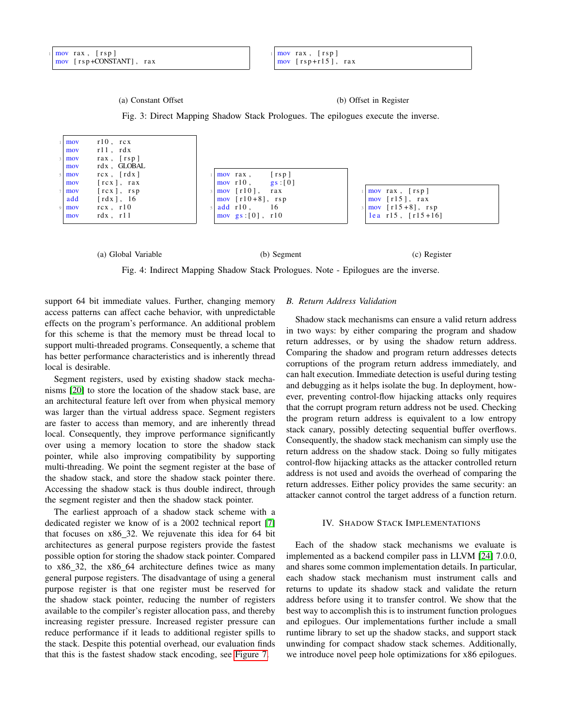```
mov rax, [rsp]
mov [rsp+CONSTANT], rax
```

(a) Constant Offset

```
mov rax, [rsp]
mov [rsp+r15], rax
```

(b) Offset in Register

Fig. 3: Direct Mapping Shadow Stack Prologues. The epilogues execute the inverse.

```
mov    r10, rcx
mov    r11, rdx
mov    rax, [rsp]
mov    rdx, GLOBAL
mov    rcx, [rdx]
mov    [rcx], rax
mov    [rcx], rsp
add    [rdx], 16
mov    rcx, r10
mov    rdx, r11
```

(a) Global Variable

```
mov rax,     [rsp]
mov r10,     gs:[0]
mov [r10],   rax
mov [r10+8], rsp
add r10,     16
mov gs:[0], r10
```

(b) Segment

```
mov rax, [rsp]
mov [r15], rax
mov [r15+8], rsp
lea r15, [r15+16]
```

(c) Register

Fig. 4: Indirect Mapping Shadow Stack Prologues. Note - Epilogues are the inverse.

support 64 bit immediate values. Further, changing memory access patterns can affect cache behavior, with unpredictable effects on the program's performance. An additional problem for this scheme is that the memory must be thread local to support multi-threaded programs. Consequently, a scheme that has better performance characteristics and is inherently thread local is desirable.

Segment registers, used by existing shadow stack mechanisms [20] to store the location of the shadow stack base, are an architectural feature left over from when physical memory was larger than the virtual address space. Segment registers are faster to access than memory, and are inherently thread local. Consequently, they improve performance significantly over using a memory location to store the shadow stack pointer, while also improving compatibility by supporting multi-threading. We point the segment register at the base of the shadow stack, and store the shadow stack pointer there. Accessing the shadow stack is thus double indirect, through the segment register and then the shadow stack pointer.

The earliest approach of a shadow stack scheme with a dedicated register we know of is a 2002 technical report [7] that focuses on x86_32. We rejuvenate this idea for 64 bit architectures as general purpose registers provide the fastest possible option for storing the shadow stack pointer. Compared to x86_32, the x86_64 architecture defines twice as many general purpose registers. The disadvantage of using a general purpose register is that one register must be reserved for the shadow stack pointer, reducing the number of registers available to the compiler's register allocation pass, and thereby increasing register pressure. Increased register pressure can reduce performance if it leads to additional register spills to the stack. Despite this potential overhead, our evaluation finds that this is the fastest shadow stack encoding, see Figure 7.

### B. Return Address Validation

Shadow stack mechanisms can ensure a valid return address in two ways: by either comparing the program and shadow return addresses, or by using the shadow return address. Comparing the shadow and program return addresses detects corruptions of the program return address immediately, and can halt execution. Immediate detection is useful during testing and debugging as it helps isolate the bug. In deployment, however, preventing control-flow hijacking attacks only requires that the corrupt program return address not be used. Checking the program return address is equivalent to a low entropy stack canary, possibly detecting sequential buffer overflows. Consequently, the shadow stack mechanism can simply use the return address on the shadow stack. Doing so fully mitigates control-flow hijacking attacks as the attacker controlled return address is not used and avoids the overhead of comparing the return addresses. Either policy provides the same security: an attacker cannot control the target address of a function return.

## IV. Shadow Stack Implementations

Each of the shadow stack mechanisms we evaluate is implemented as a backend compiler pass in LLVM [24] 7.0.0, and shares some common implementation details. In particular, each shadow stack mechanism must instrument calls and returns to update its shadow stack and validate the return address before using it to transfer control. We show that the best way to accomplish this is to instrument function prologues and epilogues. Our implementations further include a small runtime library to set up the shadow stacks, and support stack unwinding for compact shadow stack schemes. Additionally, we introduce novel peep hole optimizations for x86 epilogues.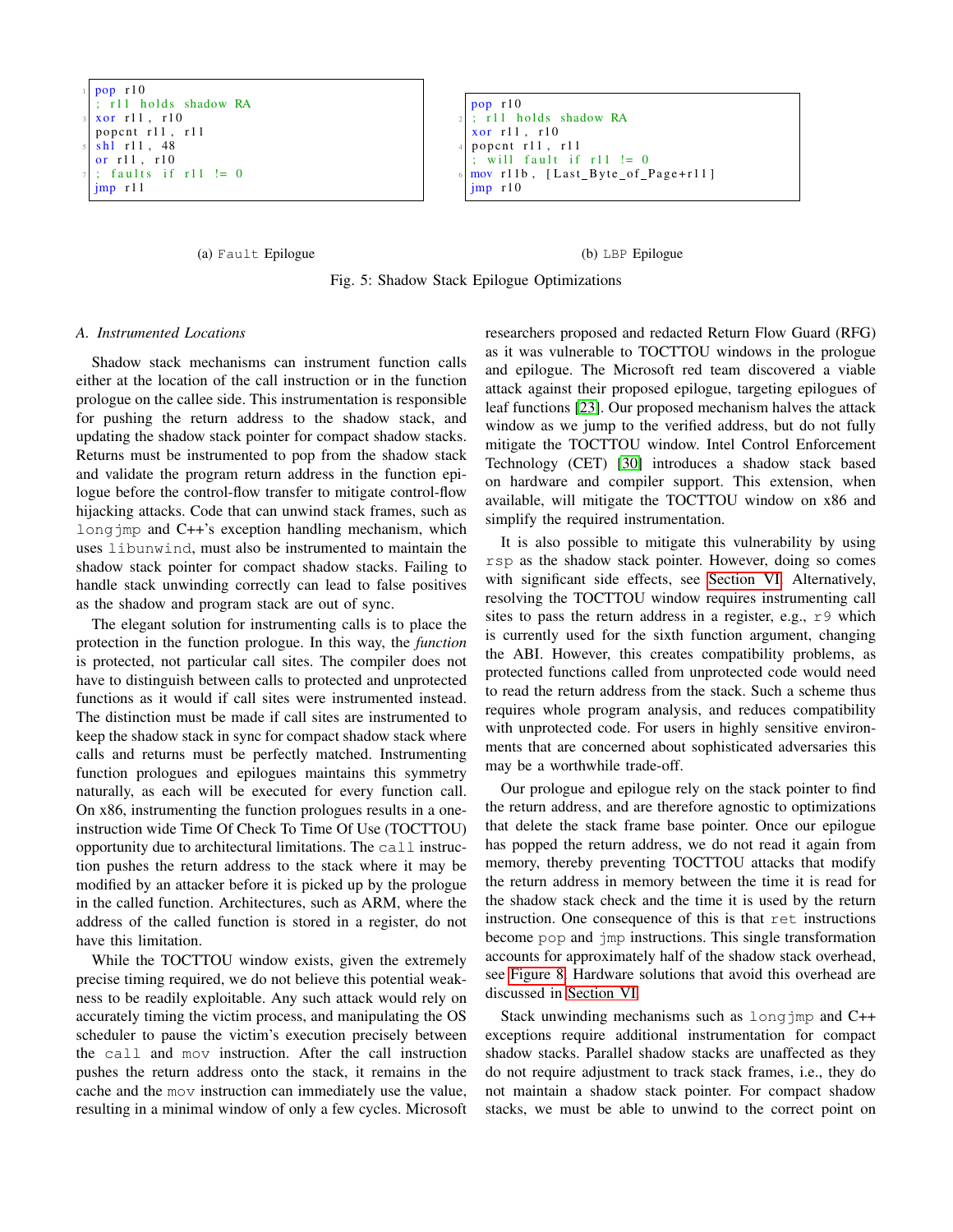```
pop r10
; r11 holds shadow RA
xor r11, r10
popcnt r11, r11
shl r11, 48
or r11, r10
; faults if r11 != 0
jmp r11
```

(a) `Fault` Epilogue

```
pop r10
; r11 holds shadow RA
xor r11, r10
popcnt r11, r11
; will fault if r11 != 0
mov r11b, [Last_Byte_of_Page+r11]
jmp r10
```

(b) `LBP` Epilogue

Fig. 5: Shadow Stack Epilogue Optimizations

### A. Instrumented Locations

Shadow stack mechanisms can instrument function calls either at the location of the call instruction or in the function prologue on the callee side. This instrumentation is responsible for pushing the return address to the shadow stack, and updating the shadow stack pointer for compact shadow stacks. Returns must be instrumented to pop from the shadow stack and validate the program return address in the function epilogue before the control-flow transfer to mitigate control-flow hijacking attacks. Code that can unwind stack frames, such as `longjmp` and C++'s exception handling mechanism, which uses `libunwind`, must also be instrumented to maintain the shadow stack pointer for compact shadow stacks. Failing to handle stack unwinding correctly can lead to false positives as the shadow and program stack are out of sync.

The elegant solution for instrumenting calls is to place the protection in the function prologue. In this way, the *function* is protected, not particular call sites. The compiler does not have to distinguish between calls to protected and unprotected functions as it would if call sites were instrumented instead. The distinction must be made if call sites are instrumented to keep the shadow stack in sync for compact shadow stack where calls and returns must be perfectly matched. Instrumenting function prologues and epilogues maintains this symmetry naturally, as each will be executed for every function call. On x86, instrumenting the function prologues results in a one-instruction wide Time Of Check To Time Of Use (TOCTTOU) opportunity due to architectural limitations. The `call` instruction pushes the return address to the stack where it may be modified by an attacker before it is picked up by the prologue in the called function. Architectures, such as ARM, where the address of the called function is stored in a register, do not have this limitation.

While the TOCTTOU window exists, given the extremely precise timing required, we do not believe this potential weakness to be readily exploitable. Any such attack would rely on accurately timing the victim process, and manipulating the OS scheduler to pause the victim's execution precisely between the `call` and `mov` instruction. After the call instruction pushes the return address onto the stack, it remains in the cache and the `mov` instruction can immediately use the value, resulting in a minimal window of only a few cycles. Microsoft researchers proposed and redacted Return Flow Guard (RFG) as it was vulnerable to TOCTTOU windows in the prologue and epilogue. The Microsoft red team discovered a viable attack against their proposed epilogue, targeting epilogues of leaf functions [23]. Our proposed mechanism halves the attack window as we jump to the verified address, but do not fully mitigate the TOCTTOU window. Intel Control Enforcement Technology (CET) [30] introduces a shadow stack based on hardware and compiler support. This extension, when available, will mitigate the TOCTTOU window on x86 and simplify the required instrumentation.

It is also possible to mitigate this vulnerability by using `rsp` as the shadow stack pointer. However, doing so comes with significant side effects, see Section VI. Alternatively, resolving the TOCTTOU window requires instrumenting call sites to pass the return address in a register, e.g., `r9` which is currently used for the sixth function argument, changing the ABI. However, this creates compatibility problems, as protected functions called from unprotected code would need to read the return address from the stack. Such a scheme thus requires whole program analysis, and reduces compatibility with unprotected code. For users in highly sensitive environments that are concerned about sophisticated adversaries this may be a worthwhile trade-off.

Our prologue and epilogue rely on the stack pointer to find the return address, and are therefore agnostic to optimizations that delete the stack frame base pointer. Once our epilogue has popped the return address, we do not read it again from memory, thereby preventing TOCTTOU attacks that modify the return address in memory between the time it is read for the shadow stack check and the time it is used by the return instruction. One consequence of this is that `ret` instructions become `pop` and `jmp` instructions. This single transformation accounts for approximately half of the shadow stack overhead, see Figure 8. Hardware solutions that avoid this overhead are discussed in Section VI.

Stack unwinding mechanisms such as `longjmp` and C++ exceptions require additional instrumentation for compact shadow stacks. Parallel shadow stacks are unaffected as they do not require adjustment to track stack frames, i.e., they do not maintain a shadow stack pointer. For compact shadow stacks, we must be able to unwind to the correct point on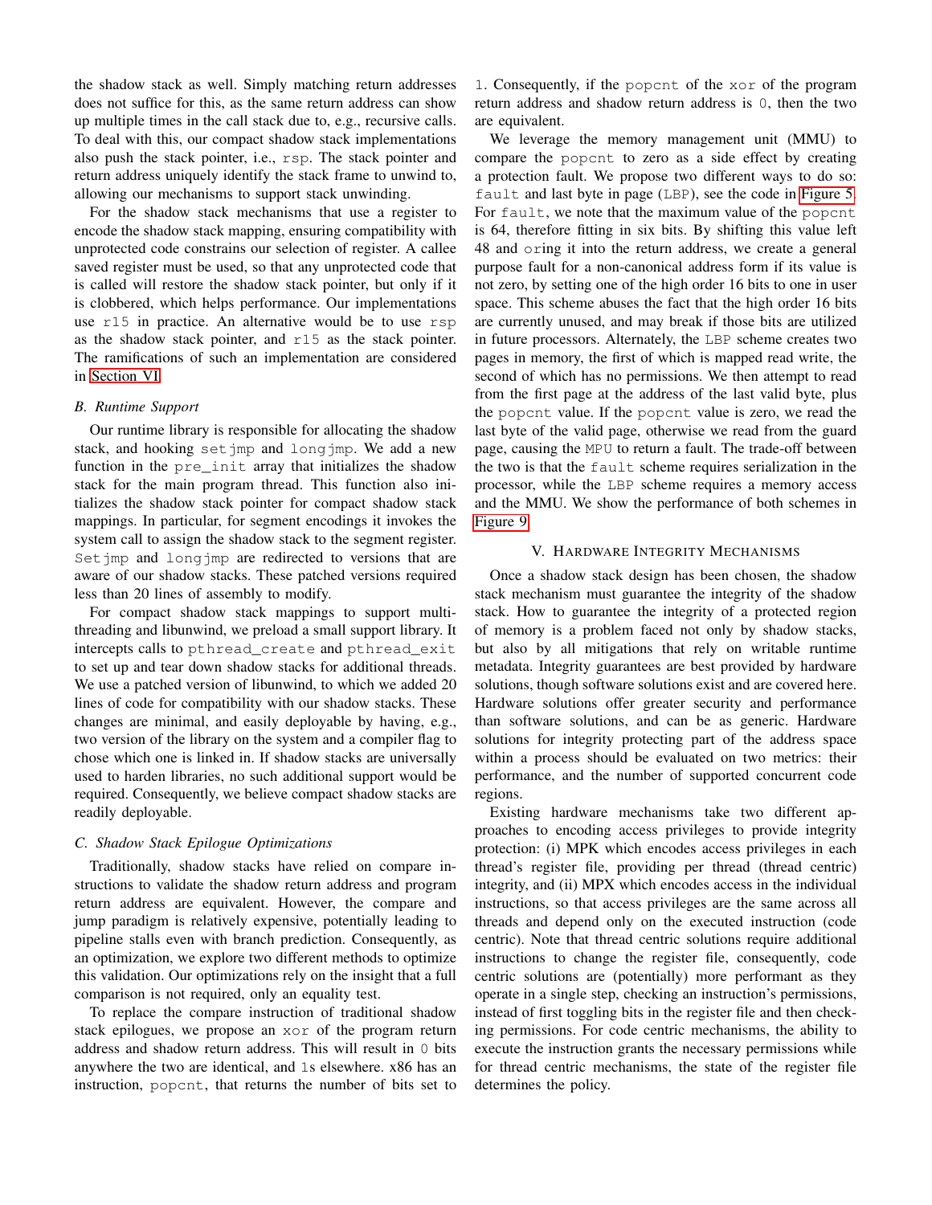the shadow stack as well. Simply matching return addresses does not suffice for this, as the same return address can show up multiple times in the call stack due to, e.g., recursive calls. To deal with this, our compact shadow stack implementations also push the stack pointer, i.e., rsp. The stack pointer and return address uniquely identify the stack frame to unwind to, allowing our mechanisms to support stack unwinding.

For the shadow stack mechanisms that use a register to encode the shadow stack mapping, ensuring compatibility with unprotected code constrains our selection of register. A callee saved register must be used, so that any unprotected code that is called will restore the shadow stack pointer, but only if it is clobbered, which helps performance. Our implementations use r15 in practice. An alternative would be to use rsp as the shadow stack pointer, and r15 as the stack pointer. The ramifications of such an implementation are considered in Section VI.

### B. Runtime Support

Our runtime library is responsible for allocating the shadow stack, and hooking setjmp and longjmp. We add a new function in the pre_init array that initializes the shadow stack for the main program thread. This function also initializes the shadow stack pointer for compact shadow stack mappings. In particular, for segment encodings it invokes the system call to assign the shadow stack to the segment register. Setjmp and longjmp are redirected to versions that are aware of our shadow stacks. These patched versions required less than 20 lines of assembly to modify.

For compact shadow stack mappings to support multi-threading and libunwind, we preload a small support library. It intercepts calls to pthread_create and pthread_exit to set up and tear down shadow stacks for additional threads. We use a patched version of libunwind, to which we added 20 lines of code for compatibility with our shadow stacks. These changes are minimal, and easily deployable by having, e.g., two version of the library on the system and a compiler flag to chose which one is linked in. If shadow stacks are universally used to harden libraries, no such additional support would be required. Consequently, we believe compact shadow stacks are readily deployable.

### C. Shadow Stack Epilogue Optimizations

Traditionally, shadow stacks have relied on compare instructions to validate the shadow return address and program return address are equivalent. However, the compare and jump paradigm is relatively expensive, potentially leading to pipeline stalls even with branch prediction. Consequently, as an optimization, we explore two different methods to optimize this validation. Our optimizations rely on the insight that a full comparison is not required, only an equality test.

To replace the compare instruction of traditional shadow stack epilogues, we propose an xor of the program return address and shadow return address. This will result in 0 bits anywhere the two are identical, and 1s elsewhere. x86 has an instruction, popcnt, that returns the number of bits set to 1. Consequently, if the popcnt of the xor of the program return address and shadow return address is 0, then the two are equivalent.

We leverage the memory management unit (MMU) to compare the popcnt to zero as a side effect by creating a protection fault. We propose two different ways to do so: fault and last byte in page (LBP), see the code in Figure 5. For fault, we note that the maximum value of the popcnt is 64, therefore fitting in six bits. By shifting this value left 48 and oring it into the return address, we create a general purpose fault for a non-canonical address form if its value is not zero, by setting one of the high order 16 bits to one in user space. This scheme abuses the fact that the high order 16 bits are currently unused, and may break if those bits are utilized in future processors. Alternately, the LBP scheme creates two pages in memory, the first of which is mapped read write, the second of which has no permissions. We then attempt to read from the first page at the address of the last valid byte, plus the popcnt value. If the popcnt value is zero, we read the last byte of the valid page, otherwise we read from the guard page, causing the MPU to return a fault. The trade-off between the two is that the fault scheme requires serialization in the processor, while the LBP scheme requires a memory access and the MMU. We show the performance of both schemes in Figure 9.

## V. Hardware Integrity Mechanisms

Once a shadow stack design has been chosen, the shadow stack mechanism must guarantee the integrity of the shadow stack. How to guarantee the integrity of a protected region of memory is a problem faced not only by shadow stacks, but also by all mitigations that rely on writable runtime metadata. Integrity guarantees are best provided by hardware solutions, though software solutions exist and are covered here. Hardware solutions offer greater security and performance than software solutions, and can be as generic. Hardware solutions for integrity protecting part of the address space within a process should be evaluated on two metrics: their performance, and the number of supported concurrent code regions.

Existing hardware mechanisms take two different approaches to encoding access privileges to provide integrity protection: (i) MPK which encodes access privileges in each thread's register file, providing per thread (thread centric) integrity, and (ii) MPX which encodes access in the individual instructions, so that access privileges are the same across all threads and depend only on the executed instruction (code centric). Note that thread centric solutions require additional instructions to change the register file, consequently, code centric solutions are (potentially) more performant as they operate in a single step, checking an instruction's permissions, instead of first toggling bits in the register file and then checking permissions. For code centric mechanisms, the ability to execute the instruction grants the necessary permissions while for thread centric mechanisms, the state of the register file determines the policy.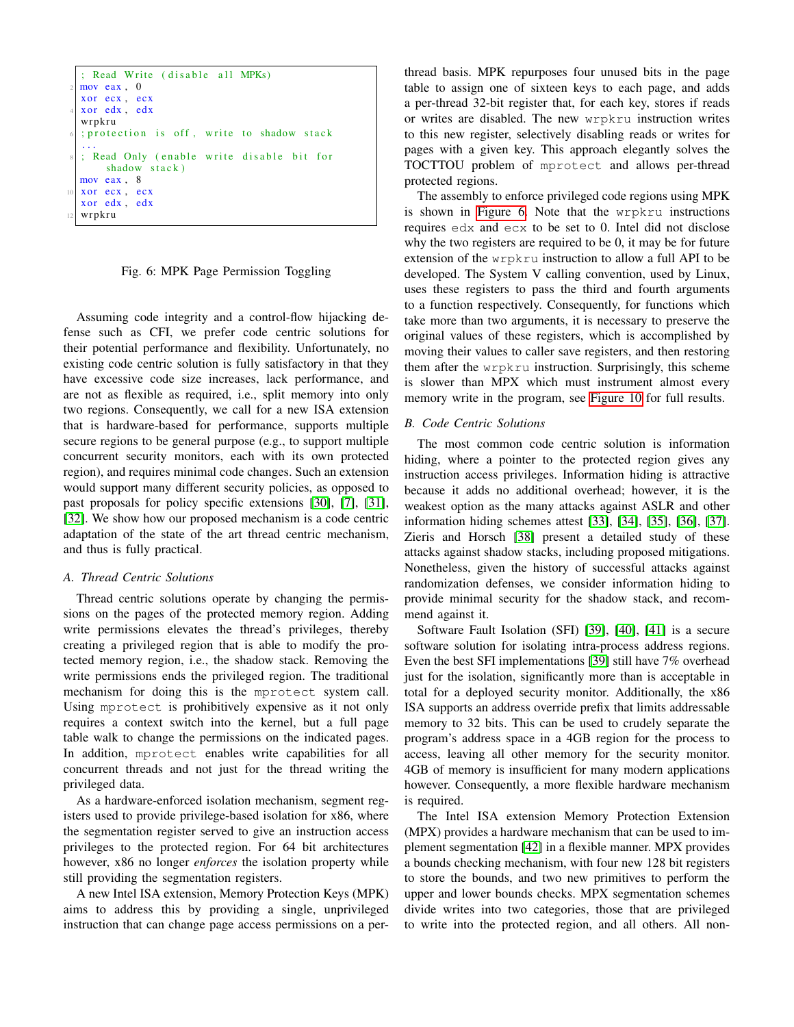```
; Read Write (disable all MPKs)
mov eax, 0
xor ecx, ecx
xor edx, edx
wrpkru
;protection is off, write to shadow stack
...
; Read Only (enable write disable bit for
    shadow stack)
mov eax, 8
xor ecx, ecx
xor edx, edx
wrpkru
```

Fig. 6: MPK Page Permission Toggling

Assuming code integrity and a control-flow hijacking defense such as CFI, we prefer code centric solutions for their potential performance and flexibility. Unfortunately, no existing code centric solution is fully satisfactory in that they have excessive code size increases, lack performance, and are not as flexible as required, i.e., split memory into only two regions. Consequently, we call for a new ISA extension that is hardware-based for performance, supports multiple secure regions to be general purpose (e.g., to support multiple concurrent security monitors, each with its own protected region), and requires minimal code changes. Such an extension would support many different security policies, as opposed to past proposals for policy specific extensions [30], [7], [31], [32]. We show how our proposed mechanism is a code centric adaptation of the state of the art thread centric mechanism, and thus is fully practical.

### A. Thread Centric Solutions

Thread centric solutions operate by changing the permissions on the pages of the protected memory region. Adding write permissions elevates the thread's privileges, thereby creating a privileged region that is able to modify the protected memory region, i.e., the shadow stack. Removing the write permissions ends the privileged region. The traditional mechanism for doing this is the `mprotect` system call. Using `mprotect` is prohibitively expensive as it not only requires a context switch into the kernel, but a full page table walk to change the permissions on the indicated pages. In addition, `mprotect` enables write capabilities for all concurrent threads and not just for the thread writing the privileged data.

As a hardware-enforced isolation mechanism, segment registers used to provide privilege-based isolation for x86, where the segmentation register served to give an instruction access privileges to the protected region. For 64 bit architectures however, x86 no longer *enforces* the isolation property while still providing the segmentation registers.

A new Intel ISA extension, Memory Protection Keys (MPK) aims to address this by providing a single, unprivileged instruction that can change page access permissions on a per-thread basis. MPK repurposes four unused bits in the page table to assign one of sixteen keys to each page, and adds a per-thread 32-bit register that, for each key, stores if reads or writes are disabled. The new `wrpkru` instruction writes to this new register, selectively disabling reads or writes for pages with a given key. This approach elegantly solves the TOCTTOU problem of `mprotect` and allows per-thread protected regions.

The assembly to enforce privileged code regions using MPK is shown in Figure 6. Note that the `wrpkru` instructions requires `edx` and `ecx` to be set to 0. Intel did not disclose why the two registers are required to be 0, it may be for future extension of the `wrpkru` instruction to allow a full API to be developed. The System V calling convention, used by Linux, uses these registers to pass the third and fourth arguments to a function respectively. Consequently, for functions which take more than two arguments, it is necessary to preserve the original values of these registers, which is accomplished by moving their values to caller save registers, and then restoring them after the `wrpkru` instruction. Surprisingly, this scheme is slower than MPX which must instrument almost every memory write in the program, see Figure 10 for full results.

### B. Code Centric Solutions

The most common code centric solution is information hiding, where a pointer to the protected region gives any instruction access privileges. Information hiding is attractive because it adds no additional overhead; however, it is the weakest option as the many attacks against ASLR and other information hiding schemes attest [33], [34], [35], [36], [37]. Zieris and Horsch [38] present a detailed study of these attacks against shadow stacks, including proposed mitigations. Nonetheless, given the history of successful attacks against randomization defenses, we consider information hiding to provide minimal security for the shadow stack, and recommend against it.

Software Fault Isolation (SFI) [39], [40], [41] is a secure software solution for isolating intra-process address regions. Even the best SFI implementations [39] still have 7% overhead just for the isolation, significantly more than is acceptable in total for a deployed security monitor. Additionally, the x86 ISA supports an address override prefix that limits addressable memory to 32 bits. This can be used to crudely separate the program's address space in a 4GB region for the process to access, leaving all other memory for the security monitor. 4GB of memory is insufficient for many modern applications however. Consequently, a more flexible hardware mechanism is required.

The Intel ISA extension Memory Protection Extension (MPX) provides a hardware mechanism that can be used to implement segmentation [42] in a flexible manner. MPX provides a bounds checking mechanism, with four new 128 bit registers to store the bounds, and two new primitives to perform the upper and lower bounds checks. MPX segmentation schemes divide writes into two categories, those that are privileged to write into the protected region, and all others. All non-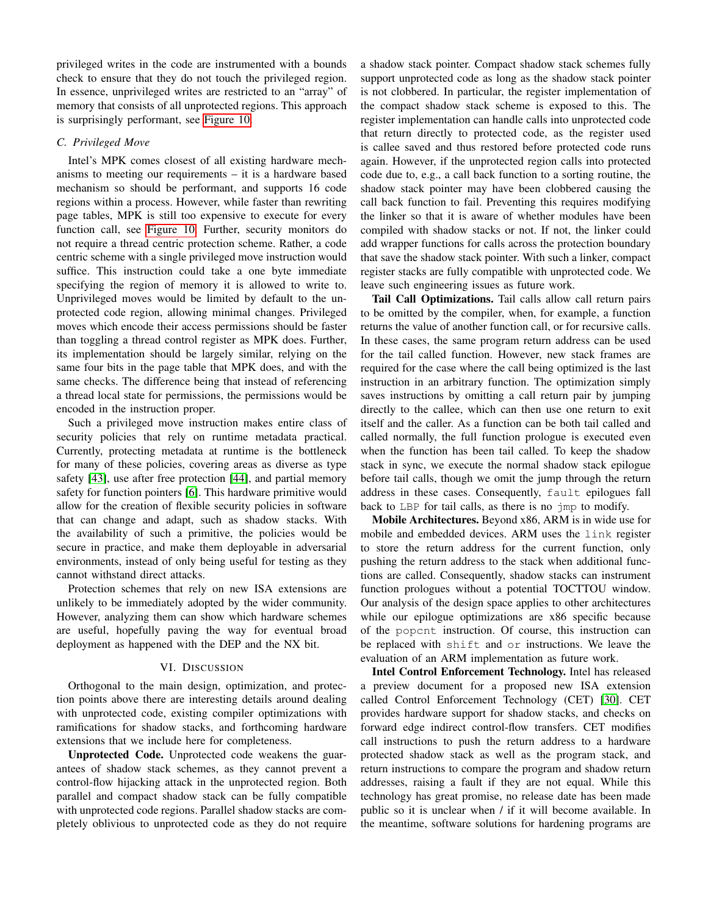privileged writes in the code are instrumented with a bounds check to ensure that they do not touch the privileged region. In essence, unprivileged writes are restricted to an "array" of memory that consists of all unprotected regions. This approach is surprisingly performant, see Figure 10.

### C. Privileged Move

Intel's MPK comes closest of all existing hardware mechanisms to meeting our requirements – it is a hardware based mechanism so should be performant, and supports 16 code regions within a process. However, while faster than rewriting page tables, MPK is still too expensive to execute for every function call, see Figure 10. Further, security monitors do not require a thread centric protection scheme. Rather, a code centric scheme with a single privileged move instruction would suffice. This instruction could take a one byte immediate specifying the region of memory it is allowed to write to. Unprivileged moves would be limited by default to the unprotected code region, allowing minimal changes. Privileged moves which encode their access permissions should be faster than toggling a thread control register as MPK does. Further, its implementation should be largely similar, relying on the same four bits in the page table that MPK does, and with the same checks. The difference being that instead of referencing a thread local state for permissions, the permissions would be encoded in the instruction proper.

Such a privileged move instruction makes entire class of security policies that rely on runtime metadata practical. Currently, protecting metadata at runtime is the bottleneck for many of these policies, covering areas as diverse as type safety [43], use after free protection [44], and partial memory safety for function pointers [6]. This hardware primitive would allow for the creation of flexible security policies in software that can change and adapt, such as shadow stacks. With the availability of such a primitive, the policies would be secure in practice, and make them deployable in adversarial environments, instead of only being useful for testing as they cannot withstand direct attacks.

Protection schemes that rely on new ISA extensions are unlikely to be immediately adopted by the wider community. However, analyzing them can show which hardware schemes are useful, hopefully paving the way for eventual broad deployment as happened with the DEP and the NX bit.

## VI. Discussion

Orthogonal to the main design, optimization, and protection points above there are interesting details around dealing with unprotected code, existing compiler optimizations with ramifications for shadow stacks, and forthcoming hardware extensions that we include here for completeness.

**Unprotected Code.** Unprotected code weakens the guarantees of shadow stack schemes, as they cannot prevent a control-flow hijacking attack in the unprotected region. Both parallel and compact shadow stack can be fully compatible with unprotected code regions. Parallel shadow stacks are completely oblivious to unprotected code as they do not require a shadow stack pointer. Compact shadow stack schemes fully support unprotected code as long as the shadow stack pointer is not clobbered. In particular, the register implementation of the compact shadow stack scheme is exposed to this. The register implementation can handle calls into unprotected code that return directly to protected code, as the register used is callee saved and thus restored before protected code runs again. However, if the unprotected region calls into protected code due to, e.g., a call back function to a sorting routine, the shadow stack pointer may have been clobbered causing the call back function to fail. Preventing this requires modifying the linker so that it is aware of whether modules have been compiled with shadow stacks or not. If not, the linker could add wrapper functions for calls across the protection boundary that save the shadow stack pointer. With such a linker, compact register stacks are fully compatible with unprotected code. We leave such engineering issues as future work.

**Tail Call Optimizations.** Tail calls allow call return pairs to be omitted by the compiler, when, for example, a function returns the value of another function call, or for recursive calls. In these cases, the same program return address can be used for the tail called function. However, new stack frames are required for the case where the call being optimized is the last instruction in an arbitrary function. The optimization simply saves instructions by omitting a call return pair by jumping directly to the callee, which can then use one return to exit itself and the caller. As a function can be both tail called and called normally, the full function prologue is executed even when the function has been tail called. To keep the shadow stack in sync, we execute the normal shadow stack epilogue before tail calls, though we omit the jump through the return address in these cases. Consequently, `fault` epilogues fall back to `LBP` for tail calls, as there is no `jmp` to modify.

**Mobile Architectures.** Beyond x86, ARM is in wide use for mobile and embedded devices. ARM uses the `link` register to store the return address for the current function, only pushing the return address to the stack when additional functions are called. Consequently, shadow stacks can instrument function prologues without a potential TOCTTOU window. Our analysis of the design space applies to other architectures while our epilogue optimizations are x86 specific because of the `popcnt` instruction. Of course, this instruction can be replaced with `shift` and `or` instructions. We leave the evaluation of an ARM implementation as future work.

**Intel Control Enforcement Technology.** Intel has released a preview document for a proposed new ISA extension called Control Enforcement Technology (CET) [30]. CET provides hardware support for shadow stacks, and checks on forward edge indirect control-flow transfers. CET modifies call instructions to push the return address to a hardware protected shadow stack as well as the program stack, and return instructions to compare the program and shadow return addresses, raising a fault if they are not equal. While this technology has great promise, no release date has been made public so it is unclear when / if it will become available. In the meantime, software solutions for hardening programs are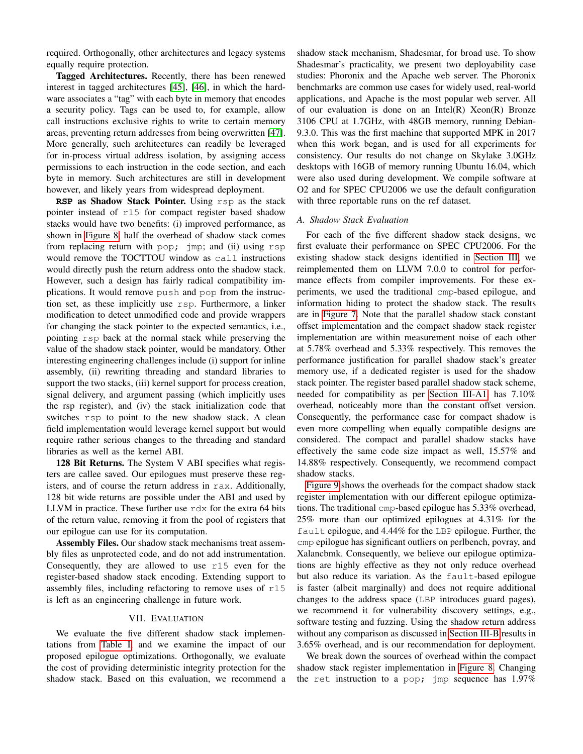required. Orthogonally, other architectures and legacy systems equally require protection.

**Tagged Architectures.** Recently, there has been renewed interest in tagged architectures [45], [46], in which the hardware associates a "tag" with each byte in memory that encodes a security policy. Tags can be used to, for example, allow call instructions exclusive rights to write to certain memory areas, preventing return addresses from being overwritten [47]. More generally, such architectures can readily be leveraged for in-process virtual address isolation, by assigning access permissions to each instruction in the code section, and each byte in memory. Such architectures are still in development however, and likely years from widespread deployment.

**`RSP` as Shadow Stack Pointer.** Using `rsp` as the stack pointer instead of `r15` for compact register based shadow stacks would have two benefits: (i) improved performance, as shown in Figure 8, half the overhead of shadow stack comes from replacing return with `pop; jmp`; and (ii) using `rsp` would remove the TOCTTOU window as `call` instructions would directly push the return address onto the shadow stack. However, such a design has fairly radical compatibility implications. It would remove `push` and `pop` from the instruction set, as these implicitly use `rsp`. Furthermore, a linker modification to detect unmodified code and provide wrappers for changing the stack pointer to the expected semantics, i.e., pointing `rsp` back at the normal stack while preserving the value of the shadow stack pointer, would be mandatory. Other interesting engineering challenges include (i) support for inline assembly, (ii) rewriting threading and standard libraries to support the two stacks, (iii) kernel support for process creation, signal delivery, and argument passing (which implicitly uses the rsp register), and (iv) the stack initialization code that switches `rsp` to point to the new shadow stack. A clean field implementation would leverage kernel support but would require rather serious changes to the threading and standard libraries as well as the kernel ABI.

**128 Bit Returns.** The System V ABI specifies what registers are callee saved. Our epilogues must preserve these registers, and of course the return address in `rax`. Additionally, 128 bit wide returns are possible under the ABI and used by LLVM in practice. These further use `rdx` for the extra 64 bits of the return value, removing it from the pool of registers that our epilogue can use for its computation.

**Assembly Files.** Our shadow stack mechanisms treat assembly files as unprotected code, and do not add instrumentation. Consequently, they are allowed to use `r15` even for the register-based shadow stack encoding. Extending support to assembly files, including refactoring to remove uses of `r15` is left as an engineering challenge in future work.

## VII. Evaluation

We evaluate the five different shadow stack implementations from Table I and we examine the impact of our proposed epilogue optimizations. Orthogonally, we evaluate the cost of providing deterministic integrity protection for the shadow stack. Based on this evaluation, we recommend a shadow stack mechanism, Shadesmar, for broad use. To show Shadesmar's practicality, we present two deployability case studies: Phoronix and the Apache web server. The Phoronix benchmarks are common use cases for widely used, real-world applications, and Apache is the most popular web server. All of our evaluation is done on an Intel(R) Xeon(R) Bronze 3106 CPU at 1.7GHz, with 48GB memory, running Debian-9.3.0. This was the first machine that supported MPK in 2017 when this work began, and is used for all experiments for consistency. Our results do not change on Skylake 3.0GHz desktops with 16GB of memory running Ubuntu 16.04, which were also used during development. We compile software at O2 and for SPEC CPU2006 we use the default configuration with three reportable runs on the ref dataset.

### A. Shadow Stack Evaluation

For each of the five different shadow stack designs, we first evaluate their performance on SPEC CPU2006. For the existing shadow stack designs identified in Section III, we reimplemented them on LLVM 7.0.0 to control for performance effects from compiler improvements. For these experiments, we used the traditional `cmp`-based epilogue, and information hiding to protect the shadow stack. The results are in Figure 7. Note that the parallel shadow stack constant offset implementation and the compact shadow stack register implementation are within measurement noise of each other at 5.78% overhead and 5.33% respectively. This removes the performance justification for parallel shadow stack's greater memory use, if a dedicated register is used for the shadow stack pointer. The register based parallel shadow stack scheme, needed for compatibility as per Section III-A1, has 7.10% overhead, noticeably more than the constant offset version. Consequently, the performance case for compact shadow is even more compelling when equally compatible designs are considered. The compact and parallel shadow stacks have effectively the same code size impact as well, 15.57% and 14.88% respectively. Consequently, we recommend compact shadow stacks.

Figure 9 shows the overheads for the compact shadow stack register implementation with our different epilogue optimizations. The traditional `cmp`-based epilogue has 5.33% overhead, 25% more than our optimized epilogues at 4.31% for the `fault` epilogue, and 4.44% for the `LBP` epilogue. Further, the `cmp` epilogue has significant outliers on perlbench, povray, and Xalancbmk. Consequently, we believe our epilogue optimizations are highly effective as they not only reduce overhead but also reduce its variation. As the `fault`-based epilogue is faster (albeit marginally) and does not require additional changes to the address space (`LBP` introduces guard pages), we recommend it for vulnerability discovery settings, e.g., software testing and fuzzing. Using the shadow return address without any comparison as discussed in Section III-B results in 3.65% overhead, and is our recommendation for deployment.

We break down the sources of overhead within the compact shadow stack register implementation in Figure 8. Changing the `ret` instruction to a `pop; jmp` sequence has 1.97%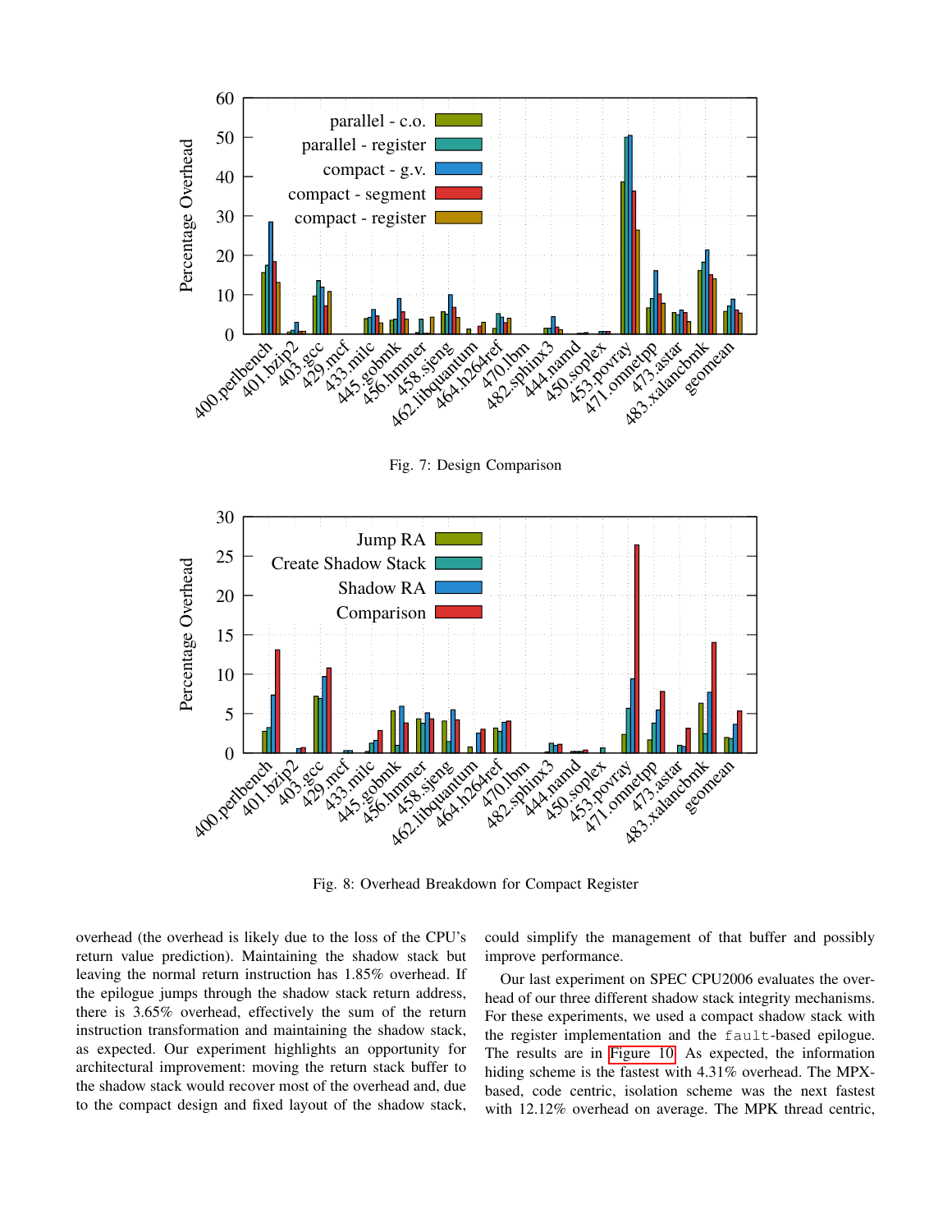Fig. 7: Design Comparison

Fig. 8: Overhead Breakdown for Compact Register

overhead (the overhead is likely due to the loss of the CPU's return value prediction). Maintaining the shadow stack but leaving the normal return instruction has 1.85% overhead. If the epilogue jumps through the shadow stack return address, there is 3.65% overhead, effectively the sum of the return instruction transformation and maintaining the shadow stack, as expected. Our experiment highlights an opportunity for architectural improvement: moving the return stack buffer to the shadow stack would recover most of the overhead and, due to the compact design and fixed layout of the shadow stack, could simplify the management of that buffer and possibly improve performance.

Our last experiment on SPEC CPU2006 evaluates the overhead of our three different shadow stack integrity mechanisms. For these experiments, we used a compact shadow stack with the register implementation and the `fault`-based epilogue. The results are in Figure 10. As expected, the information hiding scheme is the fastest with 4.31% overhead. The MPX-based, code centric, isolation scheme was the next fastest with 12.12% overhead on average. The MPK thread centric,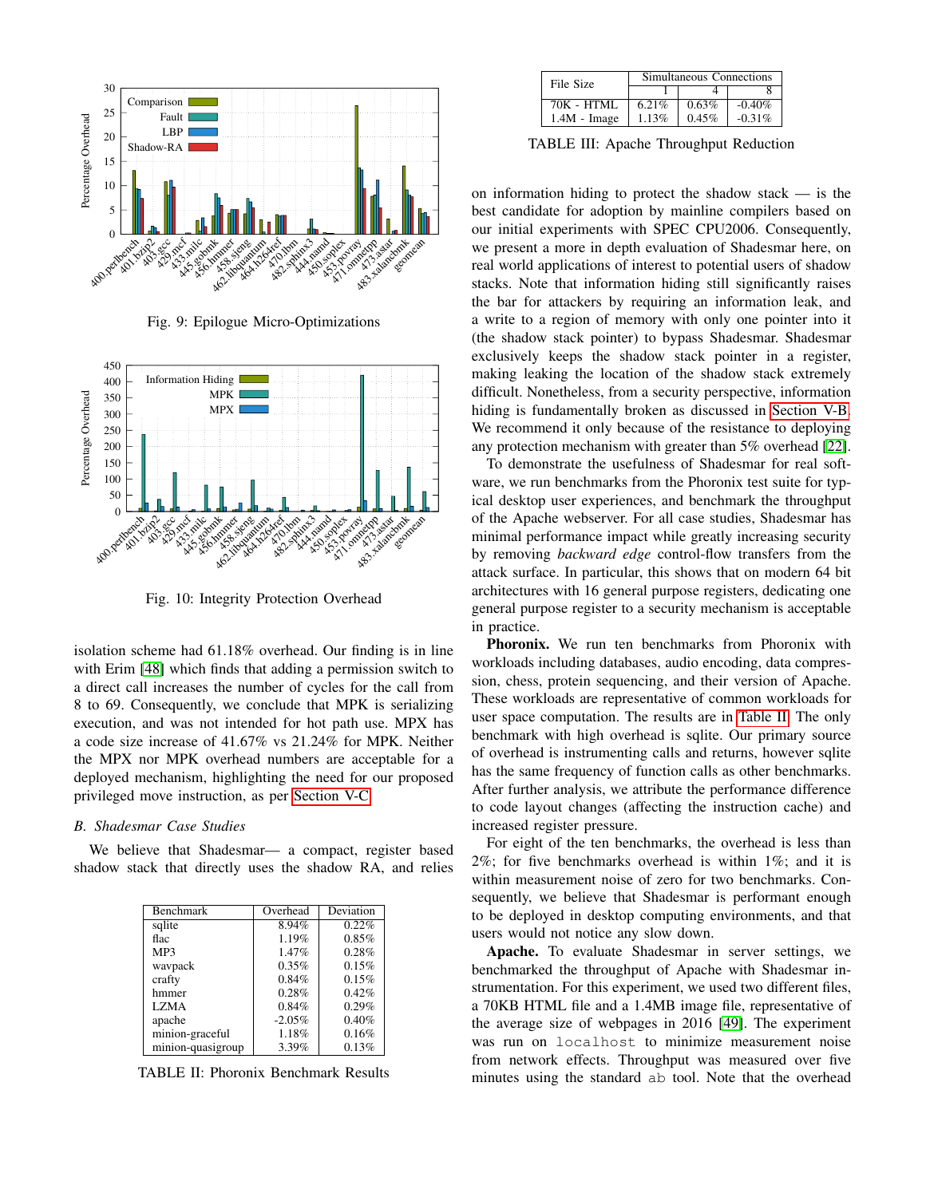Fig. 9: Epilogue Micro-Optimizations

Fig. 10: Integrity Protection Overhead

isolation scheme had 61.18% overhead. Our finding is in line with Erim [48] which finds that adding a permission switch to a direct call increases the number of cycles for the call from 8 to 69. Consequently, we conclude that MPK is serializing execution, and was not intended for hot path use. MPX has a code size increase of 41.67% vs 21.24% for MPK. Neither the MPX nor MPK overhead numbers are acceptable for a deployed mechanism, highlighting the need for our proposed privileged move instruction, as per Section V-C.

### B. Shadesmar Case Studies

We believe that Shadesmar— a compact, register based shadow stack that directly uses the shadow RA, and relies on information hiding to protect the shadow stack — is the best candidate for adoption by mainline compilers based on our initial experiments with SPEC CPU2006. Consequently, we present a more in depth evaluation of Shadesmar here, on real world applications of interest to potential users of shadow stacks. Note that information hiding still significantly raises the bar for attackers by requiring an information leak, and a write to a region of memory with only one pointer into it (the shadow stack pointer) to bypass Shadesmar. Shadesmar exclusively keeps the shadow stack pointer in a register, making leaking the location of the shadow stack extremely difficult. Nonetheless, from a security perspective, information hiding is fundamentally broken as discussed in Section V-B. We recommend it only because of the resistance to deploying any protection mechanism with greater than 5% overhead [22].

| Benchmark | Overhead | Deviation |
|---|---|---|
| sqlite | 8.94% | 0.22% |
| flac | 1.19% | 0.85% |
| MP3 | 1.47% | 0.28% |
| wavpack | 0.35% | 0.15% |
| crafty | 0.84% | 0.15% |
| hmmer | 0.28% | 0.42% |
| LZMA | 0.84% | 0.29% |
| apache | -2.05% | 0.40% |
| minion-graceful | 1.18% | 0.16% |
| minion-quasigroup | 3.39% | 0.13% |

TABLE II: Phoronix Benchmark Results

| File Size | Simultaneous Connections | | |
|---|---|---|---|
| | 1 | 4 | 8 |
| 70K - HTML | 6.21% | 0.63% | -0.40% |
| 1.4M - Image | 1.13% | 0.45% | -0.31% |

TABLE III: Apache Throughput Reduction

To demonstrate the usefulness of Shadesmar for real software, we run benchmarks from the Phoronix test suite for typical desktop user experiences, and benchmark the throughput of the Apache webserver. For all case studies, Shadesmar has minimal performance impact while greatly increasing security by removing *backward edge* control-flow transfers from the attack surface. In particular, this shows that on modern 64 bit architectures with 16 general purpose registers, dedicating one general purpose register to a security mechanism is acceptable in practice.

**Phoronix.** We run ten benchmarks from Phoronix with workloads including databases, audio encoding, data compression, chess, protein sequencing, and their version of Apache. These workloads are representative of common workloads for user space computation. The results are in Table II. The only benchmark with high overhead is sqlite. Our primary source of overhead is instrumenting calls and returns, however sqlite has the same frequency of function calls as other benchmarks. After further analysis, we attribute the performance difference to code layout changes (affecting the instruction cache) and increased register pressure.

For eight of the ten benchmarks, the overhead is less than 2%; for five benchmarks overhead is within 1%; and it is within measurement noise of zero for two benchmarks. Consequently, we believe that Shadesmar is performant enough to be deployed in desktop computing environments, and that users would not notice any slow down.

**Apache.** To evaluate Shadesmar in server settings, we benchmarked the throughput of Apache with Shadesmar instrumentation. For this experiment, we used two different files, a 70KB HTML file and a 1.4MB image file, representative of the average size of webpages in 2016 [49]. The experiment was run on `localhost` to minimize measurement noise from network effects. Throughput was measured over five minutes using the standard `ab` tool. Note that the overhead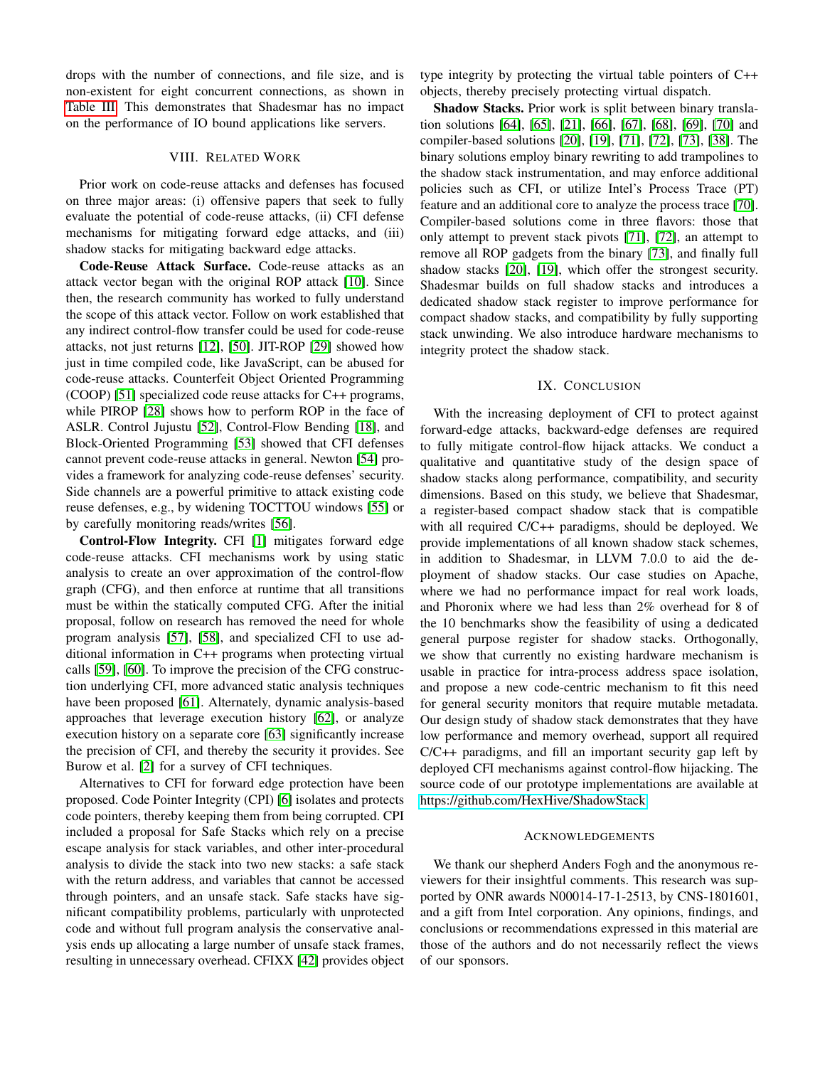drops with the number of connections, and file size, and is non-existent for eight concurrent connections, as shown in Table III. This demonstrates that Shadesmar has no impact on the performance of IO bound applications like servers.

## VIII. Related Work

Prior work on code-reuse attacks and defenses has focused on three major areas: (i) offensive papers that seek to fully evaluate the potential of code-reuse attacks, (ii) CFI defense mechanisms for mitigating forward edge attacks, and (iii) shadow stacks for mitigating backward edge attacks.

**Code-Reuse Attack Surface.** Code-reuse attacks as an attack vector began with the original ROP attack [10]. Since then, the research community has worked to fully understand the scope of this attack vector. Follow on work established that any indirect control-flow transfer could be used for code-reuse attacks, not just returns [12], [50]. JIT-ROP [29] showed how just in time compiled code, like JavaScript, can be abused for code-reuse attacks. Counterfeit Object Oriented Programming (COOP) [51] specialized code reuse attacks for C++ programs, while PIROP [28] shows how to perform ROP in the face of ASLR. Control Jujustu [52], Control-Flow Bending [18], and Block-Oriented Programming [53] showed that CFI defenses cannot prevent code-reuse attacks in general. Newton [54] provides a framework for analyzing code-reuse defenses' security. Side channels are a powerful primitive to attack existing code reuse defenses, e.g., by widening TOCTTOU windows [55] or by carefully monitoring reads/writes [56].

**Control-Flow Integrity.** CFI [1] mitigates forward edge code-reuse attacks. CFI mechanisms work by using static analysis to create an over approximation of the control-flow graph (CFG), and then enforce at runtime that all transitions must be within the statically computed CFG. After the initial proposal, follow on research has removed the need for whole program analysis [57], [58], and specialized CFI to use additional information in C++ programs when protecting virtual calls [59], [60]. To improve the precision of the CFG construction underlying CFI, more advanced static analysis techniques have been proposed [61]. Alternately, dynamic analysis-based approaches that leverage execution history [62], or analyze execution history on a separate core [63] significantly increase the precision of CFI, and thereby the security it provides. See Burow et al. [2] for a survey of CFI techniques.

Alternatives to CFI for forward edge protection have been proposed. Code Pointer Integrity (CPI) [6] isolates and protects code pointers, thereby keeping them from being corrupted. CPI included a proposal for Safe Stacks which rely on a precise escape analysis for stack variables, and other inter-procedural analysis to divide the stack into two new stacks: a safe stack with the return address, and variables that cannot be accessed through pointers, and an unsafe stack. Safe stacks have significant compatibility problems, particularly with unprotected code and without full program analysis the conservative analysis ends up allocating a large number of unsafe stack frames, resulting in unnecessary overhead. CFIXX [42] provides object type integrity by protecting the virtual table pointers of C++ objects, thereby precisely protecting virtual dispatch.

**Shadow Stacks.** Prior work is split between binary translation solutions [64], [65], [21], [66], [67], [68], [69], [70] and compiler-based solutions [20], [19], [71], [72], [73], [38]. The binary solutions employ binary rewriting to add trampolines to the shadow stack instrumentation, and may enforce additional policies such as CFI, or utilize Intel's Process Trace (PT) feature and an additional core to analyze the process trace [70]. Compiler-based solutions come in three flavors: those that only attempt to prevent stack pivots [71], [72], an attempt to remove all ROP gadgets from the binary [73], and finally full shadow stacks [20], [19], which offer the strongest security. Shadesmar builds on full shadow stacks and introduces a dedicated shadow stack register to improve performance for compact shadow stacks, and compatibility by fully supporting stack unwinding. We also introduce hardware mechanisms to integrity protect the shadow stack.

## IX. Conclusion

With the increasing deployment of CFI to protect against forward-edge attacks, backward-edge defenses are required to fully mitigate control-flow hijack attacks. We conduct a qualitative and quantitative study of the design space of shadow stacks along performance, compatibility, and security dimensions. Based on this study, we believe that Shadesmar, a register-based compact shadow stack that is compatible with all required C/C++ paradigms, should be deployed. We provide implementations of all known shadow stack schemes, in addition to Shadesmar, in LLVM 7.0.0 to aid the deployment of shadow stacks. Our case studies on Apache, where we had no performance impact for real work loads, and Phoronix where we had less than 2% overhead for 8 of the 10 benchmarks show the feasibility of using a dedicated general purpose register for shadow stacks. Orthogonally, we show that currently no existing hardware mechanism is usable in practice for intra-process address space isolation, and propose a new code-centric mechanism to fit this need for general security monitors that require mutable metadata. Our design study of shadow stack demonstrates that they have low performance and memory overhead, support all required C/C++ paradigms, and fill an important security gap left by deployed CFI mechanisms against control-flow hijacking. The source code of our prototype implementations are available at https://github.com/HexHive/ShadowStack

## Acknowledgements

We thank our shepherd Anders Fogh and the anonymous reviewers for their insightful comments. This research was supported by ONR awards N00014-17-1-2513, by CNS-1801601, and a gift from Intel corporation. Any opinions, findings, and conclusions or recommendations expressed in this material are those of the authors and do not necessarily reflect the views of our sponsors.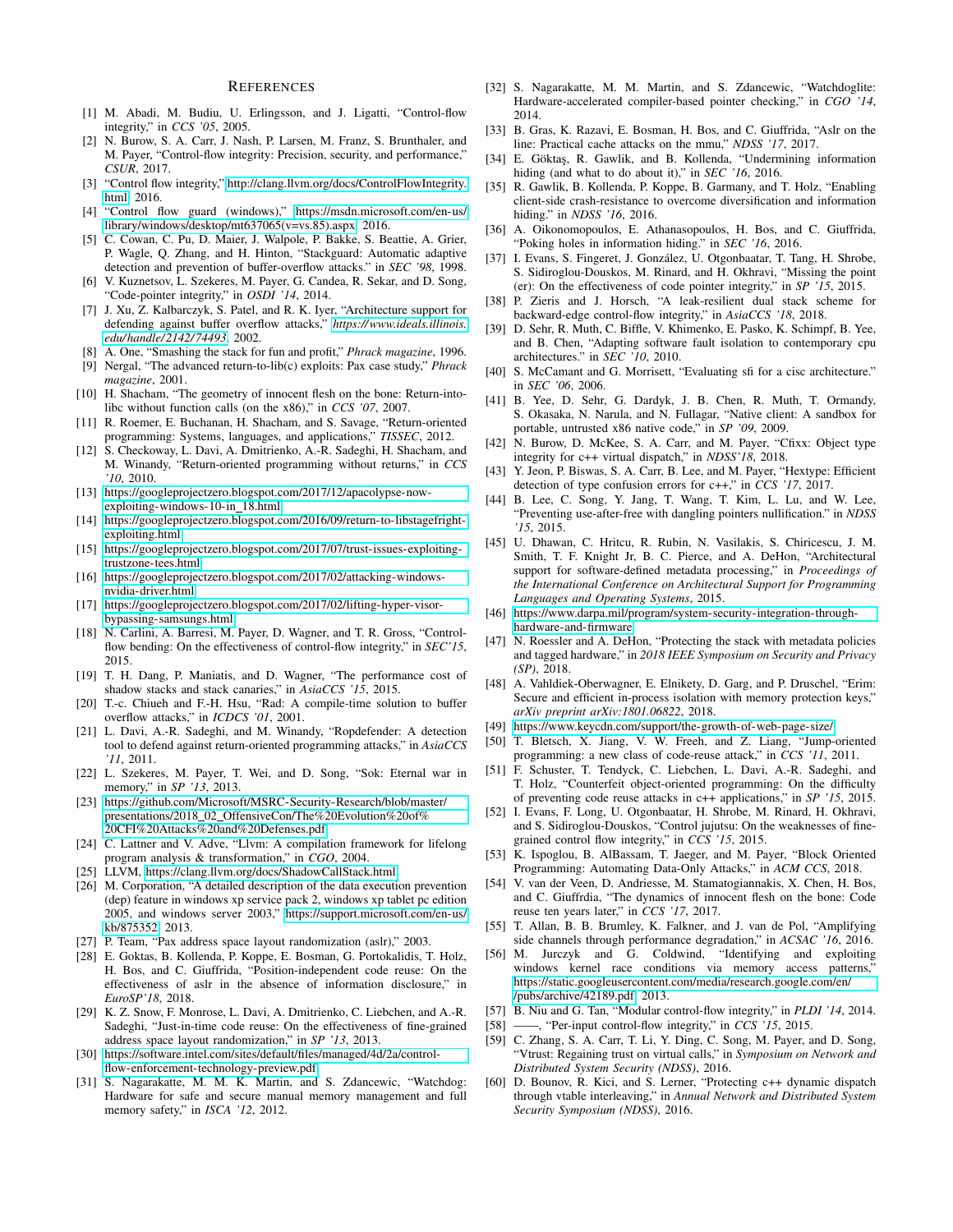# References

[1] M. Abadi, M. Budiu, U. Erlingsson, and J. Ligatti, "Control-flow integrity," in *CCS '05*, 2005.

[2] N. Burow, S. A. Carr, J. Nash, P. Larsen, M. Franz, S. Brunthaler, and M. Payer, "Control-flow integrity: Precision, security, and performance," *CSUR*, 2017.

[3] "Control flow integrity," http://clang.llvm.org/docs/ControlFlowIntegrity.html, 2016.

[4] "Control flow guard (windows)," https://msdn.microsoft.com/en-us/library/windows/desktop/mt637065(v=vs.85).aspx, 2016.

[5] C. Cowan, C. Pu, D. Maier, J. Walpole, P. Bakke, S. Beattie, A. Grier, P. Wagle, Q. Zhang, and H. Hinton, "Stackguard: Automatic adaptive detection and prevention of buffer-overflow attacks." in *SEC '98*, 1998.

[6] V. Kuznetsov, L. Szekeres, M. Payer, G. Candea, R. Sekar, and D. Song, "Code-pointer integrity," in *OSDI '14*, 2014.

[7] J. Xu, Z. Kalbarczyk, S. Patel, and R. K. Iyer, "Architecture support for defending against buffer overflow attacks," *https://www.ideals.illinois.edu/handle/2142/74493*, 2002.

[8] A. One, "Smashing the stack for fun and profit," *Phrack magazine*, 1996.

[9] Nergal, "The advanced return-to-lib(c) exploits: Pax case study," *Phrack magazine*, 2001.

[10] H. Shacham, "The geometry of innocent flesh on the bone: Return-into-libc without function calls (on the x86)," in *CCS '07*, 2007.

[11] R. Roemer, E. Buchanan, H. Shacham, and S. Savage, "Return-oriented programming: Systems, languages, and applications," *TISSEC*, 2012.

[12] S. Checkoway, L. Davi, A. Dmitrienko, A.-R. Sadeghi, H. Shacham, and M. Winandy, "Return-oriented programming without returns," in *CCS '10*, 2010.

[13] https://googleprojectzero.blogspot.com/2017/12/apacolypse-now-exploiting-windows-10-in_18.html

[14] https://googleprojectzero.blogspot.com/2016/09/return-to-libstagefright-exploiting.html

[15] https://googleprojectzero.blogspot.com/2017/07/trust-issues-exploiting-trustzone-tees.html

[16] https://googleprojectzero.blogspot.com/2017/02/attacking-windows-nvidia-driver.html

[17] https://googleprojectzero.blogspot.com/2017/02/lifting-hyper-visor-bypassing-samsungs.html

[18] N. Carlini, A. Barresi, M. Payer, D. Wagner, and T. R. Gross, "Control-flow bending: On the effectiveness of control-flow integrity," in *SEC'15*, 2015.

[19] T. H. Dang, P. Maniatis, and D. Wagner, "The performance cost of shadow stacks and stack canaries," in *AsiaCCS '15*, 2015.

[20] T.-c. Chiueh and F.-H. Hsu, "Rad: A compile-time solution to buffer overflow attacks," in *ICDCS '01*, 2001.

[21] L. Davi, A.-R. Sadeghi, and M. Winandy, "Ropdefender: A detection tool to defend against return-oriented programming attacks," in *AsiaCCS '11*, 2011.

[22] L. Szekeres, M. Payer, T. Wei, and D. Song, "Sok: Eternal war in memory," in *SP '13*, 2013.

[23] https://github.com/Microsoft/MSRC-Security-Research/blob/master/presentations/2018_02_OffensiveCon/The%20Evolution%20of%20CFI%20Attacks%20and%20Defenses.pdf

[24] C. Lattner and V. Adve, "Llvm: A compilation framework for lifelong program analysis & transformation," in *CGO*, 2004.

[25] LLVM, https://clang.llvm.org/docs/ShadowCallStack.html.

[26] M. Corporation, "A detailed description of the data execution prevention (dep) feature in windows xp service pack 2, windows xp tablet pc edition 2005, and windows server 2003," https://support.microsoft.com/en-us/kb/875352, 2013.

[27] P. Team, "Pax address space layout randomization (aslr)," 2003.

[28] E. Goktas, B. Kollenda, P. Koppe, E. Bosman, G. Portokalidis, T. Holz, H. Bos, and C. Giuffrida, "Position-independent code reuse: On the effectiveness of aslr in the absence of information disclosure," in *EuroSP'18*, 2018.

[29] K. Z. Snow, F. Monrose, L. Davi, A. Dmitrienko, C. Liebchen, and A.-R. Sadeghi, "Just-in-time code reuse: On the effectiveness of fine-grained address space layout randomization," in *SP '13*, 2013.

[30] https://software.intel.com/sites/default/files/managed/4d/2a/control-flow-enforcement-technology-preview.pdf

[31] S. Nagarakatte, M. M. K. Martin, and S. Zdancewic, "Watchdog: Hardware for safe and secure manual memory management and full memory safety," in *ISCA '12*, 2012.

[32] S. Nagarakatte, M. M. Martin, and S. Zdancewic, "Watchdoglite: Hardware-accelerated compiler-based pointer checking," in *CGO '14*, 2014.

[33] B. Gras, K. Razavi, E. Bosman, H. Bos, and C. Giuffrida, "Aslr on the line: Practical cache attacks on the mmu," *NDSS '17*, 2017.

[34] E. Göktaş, R. Gawlik, and B. Kollenda, "Undermining information hiding (and what to do about it)," in *SEC '16*, 2016.

[35] R. Gawlik, B. Kollenda, P. Koppe, B. Garmany, and T. Holz, "Enabling client-side crash-resistance to overcome diversification and information hiding." in *NDSS '16*, 2016.

[36] A. Oikonomopoulos, E. Athanasopoulos, H. Bos, and C. Giuffrida, "Poking holes in information hiding." in *SEC '16*, 2016.

[37] I. Evans, S. Fingeret, J. González, U. Otgonbaatar, T. Tang, H. Shrobe, S. Sidiroglou-Douskos, M. Rinard, and H. Okhravi, "Missing the point (er): On the effectiveness of code pointer integrity," in *SP '15*, 2015.

[38] P. Zieris and J. Horsch, "A leak-resilient dual stack scheme for backward-edge control-flow integrity," in *AsiaCCS '18*, 2018.

[39] D. Sehr, R. Muth, C. Biffle, V. Khimenko, E. Pasko, K. Schimpf, B. Yee, and B. Chen, "Adapting software fault isolation to contemporary cpu architectures." in *SEC '10*, 2010.

[40] S. McCamant and G. Morrisett, "Evaluating sfi for a cisc architecture." in *SEC '06*, 2006.

[41] B. Yee, D. Sehr, G. Dardyk, J. B. Chen, R. Muth, T. Ormandy, S. Okasaka, N. Narula, and N. Fullagar, "Native client: A sandbox for portable, untrusted x86 native code," in *SP '09*, 2009.

[42] N. Burow, D. McKee, S. A. Carr, and M. Payer, "Cfixx: Object type integrity for c++ virtual dispatch," in *NDSS'18*, 2018.

[43] Y. Jeon, P. Biswas, S. A. Carr, B. Lee, and M. Payer, "Hextype: Efficient detection of type confusion errors for c++," in *CCS '17*, 2017.

[44] B. Lee, C. Song, Y. Jang, T. Wang, T. Kim, L. Lu, and W. Lee, "Preventing use-after-free with dangling pointers nullification." in *NDSS '15*, 2015.

[45] U. Dhawan, C. Hritcu, R. Rubin, N. Vasilakis, S. Chiricescu, J. M. Smith, T. F. Knight Jr, B. C. Pierce, and A. DeHon, "Architectural support for software-defined metadata processing," in *Proceedings of the International Conference on Architectural Support for Programming Languages and Operating Systems*, 2015.

[46] https://www.darpa.mil/program/system-security-integration-through-hardware-and-firmware

[47] N. Roessler and A. DeHon, "Protecting the stack with metadata policies and tagged hardware," in *2018 IEEE Symposium on Security and Privacy (SP)*, 2018.

[48] A. Vahldiek-Oberwagner, E. Elnikety, D. Garg, and P. Druschel, "Erim: Secure and efficient in-process isolation with memory protection keys," *arXiv preprint arXiv:1801.06822*, 2018.

[49] https://www.keycdn.com/support/the-growth-of-web-page-size/

[50] T. Bletsch, X. Jiang, V. W. Freeh, and Z. Liang, "Jump-oriented programming: a new class of code-reuse attack," in *CCS '11*, 2011.

[51] F. Schuster, T. Tendyck, C. Liebchen, L. Davi, A.-R. Sadeghi, and T. Holz, "Counterfeit object-oriented programming: On the difficulty of preventing code reuse attacks in c++ applications," in *SP '15*, 2015.

[52] I. Evans, F. Long, U. Otgonbaatar, H. Shrobe, M. Rinard, H. Okhravi, and S. Sidiroglou-Douskos, "Control jujutsu: On the weaknesses of fine-grained control flow integrity," in *CCS '15*, 2015.

[53] K. Ispoglou, B. AlBassam, T. Jaeger, and M. Payer, "Block Oriented Programming: Automating Data-Only Attacks," in *ACM CCS*, 2018.

[54] V. van der Veen, D. Andriesse, M. Stamatogiannakis, X. Chen, H. Bos, and C. Giuffrdia, "The dynamics of innocent flesh on the bone: Code reuse ten years later," in *CCS '17*, 2017.

[55] T. Allan, B. B. Brumley, K. Falkner, and J. van de Pol, "Amplifying side channels through performance degradation," in *ACSAC '16*, 2016.

[56] M. Jurczyk and G. Coldwind, "Identifying and exploiting windows kernel race conditions via memory access patterns," https://static.googleusercontent.com/media/research.google.com/en//pubs/archive/42189.pdf, 2013.

[57] B. Niu and G. Tan, "Modular control-flow integrity," in *PLDI '14*, 2014.

[58] ——, "Per-input control-flow integrity," in *CCS '15*, 2015.

[59] C. Zhang, S. A. Carr, T. Li, Y. Ding, C. Song, M. Payer, and D. Song, "Vtrust: Regaining trust on virtual calls," in *Symposium on Network and Distributed System Security (NDSS)*, 2016.

[60] D. Bounov, R. Kici, and S. Lerner, "Protecting c++ dynamic dispatch through vtable interleaving," in *Annual Network and Distributed System Security Symposium (NDSS)*, 2016.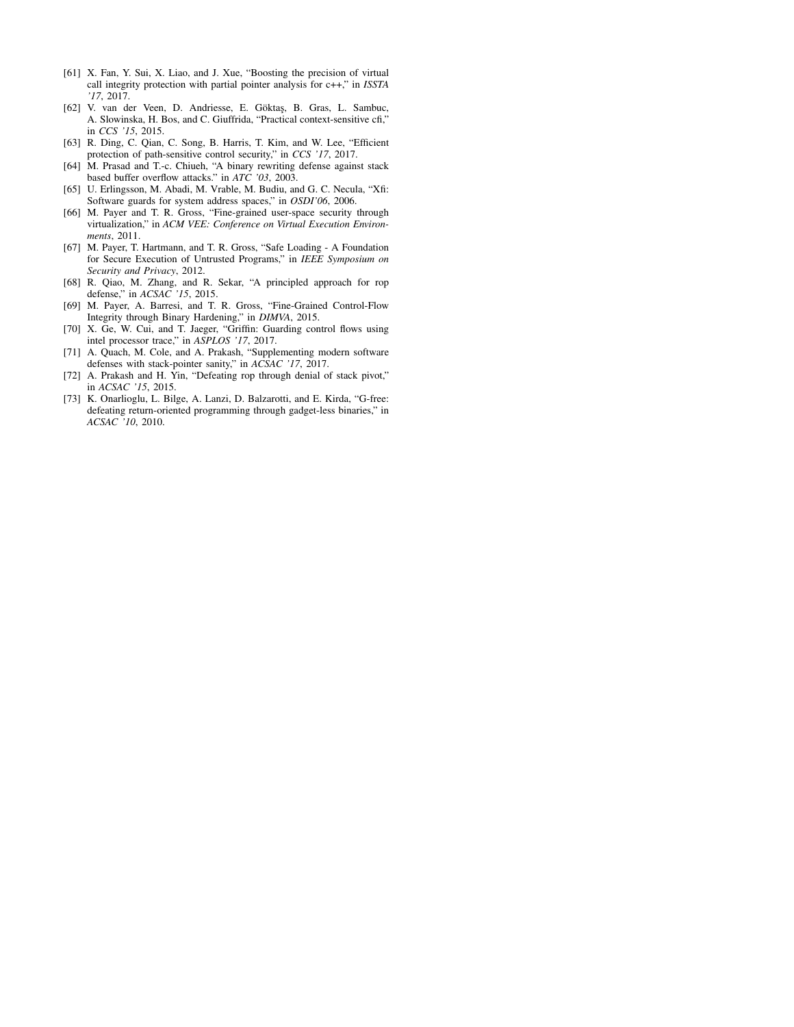[61] X. Fan, Y. Sui, X. Liao, and J. Xue, "Boosting the precision of virtual call integrity protection with partial pointer analysis for c++," in *ISSTA '17*, 2017.

[62] V. van der Veen, D. Andriesse, E. Göktaş, B. Gras, L. Sambuc, A. Slowinska, H. Bos, and C. Giuffrida, "Practical context-sensitive cfi," in *CCS '15*, 2015.

[63] R. Ding, C. Qian, C. Song, B. Harris, T. Kim, and W. Lee, "Efficient protection of path-sensitive control security," in *CCS '17*, 2017.

[64] M. Prasad and T.-c. Chiueh, "A binary rewriting defense against stack based buffer overflow attacks." in *ATC '03*, 2003.

[65] U. Erlingsson, M. Abadi, M. Vrable, M. Budiu, and G. C. Necula, "Xfi: Software guards for system address spaces," in *OSDI'06*, 2006.

[66] M. Payer and T. R. Gross, "Fine-grained user-space security through virtualization," in *ACM VEE: Conference on Virtual Execution Environments*, 2011.

[67] M. Payer, T. Hartmann, and T. R. Gross, "Safe Loading - A Foundation for Secure Execution of Untrusted Programs," in *IEEE Symposium on Security and Privacy*, 2012.

[68] R. Qiao, M. Zhang, and R. Sekar, "A principled approach for rop defense," in *ACSAC '15*, 2015.

[69] M. Payer, A. Barresi, and T. R. Gross, "Fine-Grained Control-Flow Integrity through Binary Hardening," in *DIMVA*, 2015.

[70] X. Ge, W. Cui, and T. Jaeger, "Griffin: Guarding control flows using intel processor trace," in *ASPLOS '17*, 2017.

[71] A. Quach, M. Cole, and A. Prakash, "Supplementing modern software defenses with stack-pointer sanity," in *ACSAC '17*, 2017.

[72] A. Prakash and H. Yin, "Defeating rop through denial of stack pivot," in *ACSAC '15*, 2015.

[73] K. Onarlioglu, L. Bilge, A. Lanzi, D. Balzarotti, and E. Kirda, "G-free: defeating return-oriented programming through gadget-less binaries," in *ACSAC '10*, 2010.